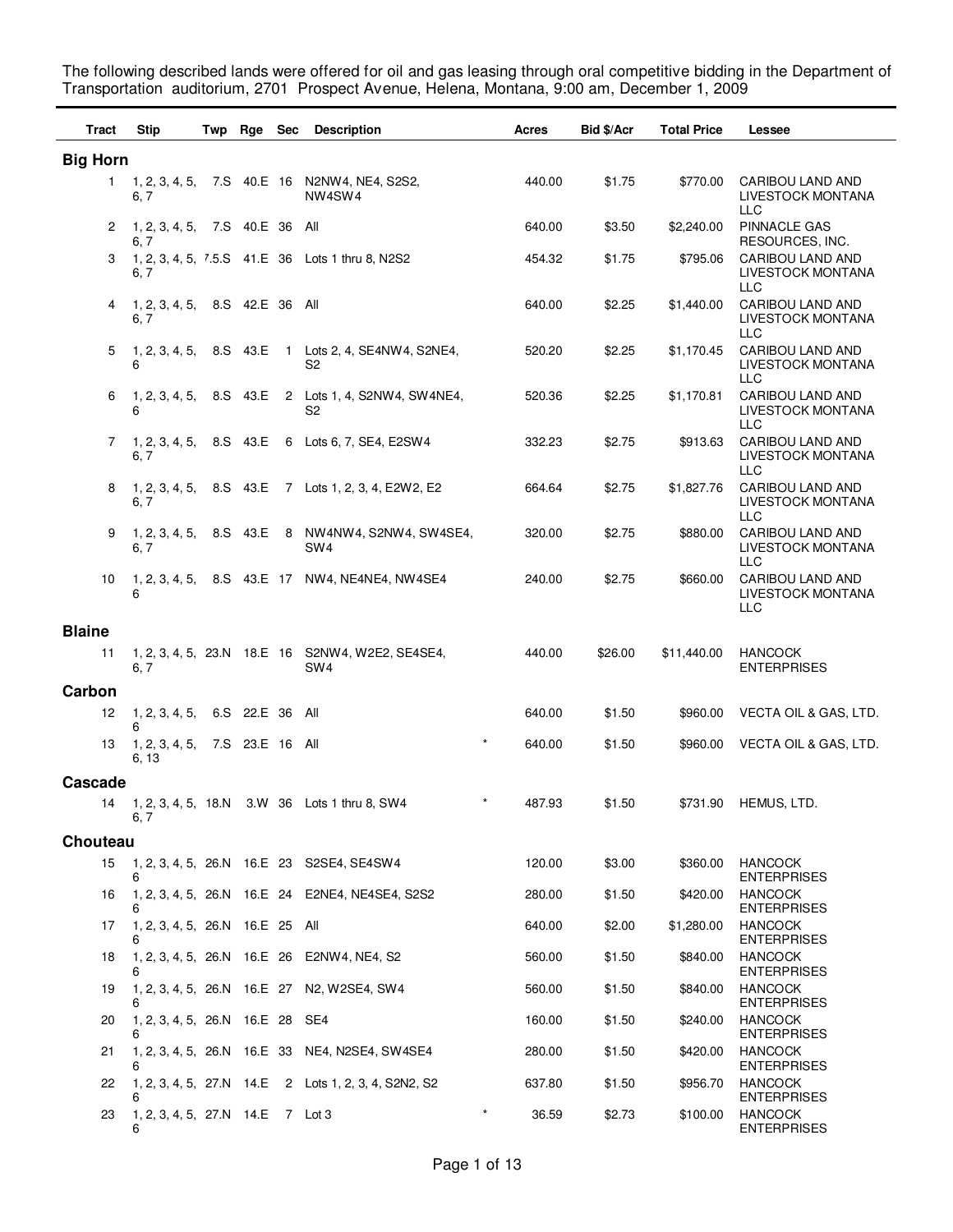The following described lands were offered for oil and gas leasing through oral competitive bidding in the Department of Transportation auditorium, 2701 Prospect Avenue, Helena, Montana, 9:00 am, December 1, 2009

| Tract | Stip | Twp | Rge | Sec | Description | | Acres | Bid $/Acr | Total Price | Lessee |
|---|---|---|---|---|---|---|---|---|---|---|
| **Big Horn** | | | | | | | | | | |
| 1 | 1, 2, 3, 4, 5, 6, 7 | 7.S | 40.E | 16 | N2NW4, NE4, S2S2, NW4SW4 | | 440.00 | $1.75 | $770.00 | CARIBOU LAND AND LIVESTOCK MONTANA LLC |
| 2 | 1, 2, 3, 4, 5, 6, 7 | 7.S | 40.E | 36 | All | | 640.00 | $3.50 | $2,240.00 | PINNACLE GAS RESOURCES, INC. |
| 3 | 1, 2, 3, 4, 5, 6, 7 | 7.5.S | 41.E | 36 | Lots 1 thru 8, N2S2 | | 454.32 | $1.75 | $795.06 | CARIBOU LAND AND LIVESTOCK MONTANA LLC |
| 4 | 1, 2, 3, 4, 5, 6, 7 | 8.S | 42.E | 36 | All | | 640.00 | $2.25 | $1,440.00 | CARIBOU LAND AND LIVESTOCK MONTANA LLC |
| 5 | 1, 2, 3, 4, 5, 6 | 8.S | 43.E | 1 | Lots 2, 4, SE4NW4, S2NE4, S2 | | 520.20 | $2.25 | $1,170.45 | CARIBOU LAND AND LIVESTOCK MONTANA LLC |
| 6 | 1, 2, 3, 4, 5, 6 | 8.S | 43.E | 2 | Lots 1, 4, S2NW4, SW4NE4, S2 | | 520.36 | $2.25 | $1,170.81 | CARIBOU LAND AND LIVESTOCK MONTANA LLC |
| 7 | 1, 2, 3, 4, 5, 6, 7 | 8.S | 43.E | 6 | Lots 6, 7, SE4, E2SW4 | | 332.23 | $2.75 | $913.63 | CARIBOU LAND AND LIVESTOCK MONTANA LLC |
| 8 | 1, 2, 3, 4, 5, 6, 7 | 8.S | 43.E | 7 | Lots 1, 2, 3, 4, E2W2, E2 | | 664.64 | $2.75 | $1,827.76 | CARIBOU LAND AND LIVESTOCK MONTANA LLC |
| 9 | 1, 2, 3, 4, 5, 6, 7 | 8.S | 43.E | 8 | NW4NW4, S2NW4, SW4SE4, SW4 | | 320.00 | $2.75 | $880.00 | CARIBOU LAND AND LIVESTOCK MONTANA LLC |
| 10 | 1, 2, 3, 4, 5, 6 | 8.S | 43.E | 17 | NW4, NE4NE4, NW4SE4 | | 240.00 | $2.75 | $660.00 | CARIBOU LAND AND LIVESTOCK MONTANA LLC |
| **Blaine** | | | | | | | | | | |
| 11 | 1, 2, 3, 4, 5, 6, 7 | 23.N | 18.E | 16 | S2NW4, W2E2, SE4SE4, SW4 | | 440.00 | $26.00 | $11,440.00 | HANCOCK ENTERPRISES |
| **Carbon** | | | | | | | | | | |
| 12 | 1, 2, 3, 4, 5, 6 | 6.S | 22.E | 36 | All | | 640.00 | $1.50 | $960.00 | VECTA OIL & GAS, LTD. |
| 13 | 1, 2, 3, 4, 5, 6, 13 | 7.S | 23.E | 16 | All | * | 640.00 | $1.50 | $960.00 | VECTA OIL & GAS, LTD. |
| **Cascade** | | | | | | | | | | |
| 14 | 1, 2, 3, 4, 5, 6, 7 | 18.N | 3.W | 36 | Lots 1 thru 8, SW4 | * | 487.93 | $1.50 | $731.90 | HEMUS, LTD. |
| **Chouteau** | | | | | | | | | | |
| 15 | 1, 2, 3, 4, 5, 6 | 26.N | 16.E | 23 | S2SE4, SE4SW4 | | 120.00 | $3.00 | $360.00 | HANCOCK ENTERPRISES |
| 16 | 1, 2, 3, 4, 5, 6 | 26.N | 16.E | 24 | E2NE4, NE4SE4, S2S2 | | 280.00 | $1.50 | $420.00 | HANCOCK ENTERPRISES |
| 17 | 1, 2, 3, 4, 5, 6 | 26.N | 16.E | 25 | All | | 640.00 | $2.00 | $1,280.00 | HANCOCK ENTERPRISES |
| 18 | 1, 2, 3, 4, 5, 6 | 26.N | 16.E | 26 | E2NW4, NE4, S2 | | 560.00 | $1.50 | $840.00 | HANCOCK ENTERPRISES |
| 19 | 1, 2, 3, 4, 5, 6 | 26.N | 16.E | 27 | N2, W2SE4, SW4 | | 560.00 | $1.50 | $840.00 | HANCOCK ENTERPRISES |
| 20 | 1, 2, 3, 4, 5, 6 | 26.N | 16.E | 28 | SE4 | | 160.00 | $1.50 | $240.00 | HANCOCK ENTERPRISES |
| 21 | 1, 2, 3, 4, 5, 6 | 26.N | 16.E | 33 | NE4, N2SE4, SW4SE4 | | 280.00 | $1.50 | $420.00 | HANCOCK ENTERPRISES |
| 22 | 1, 2, 3, 4, 5, 6 | 27.N | 14.E | 2 | Lots 1, 2, 3, 4, S2N2, S2 | | 637.80 | $1.50 | $956.70 | HANCOCK ENTERPRISES |
| 23 | 1, 2, 3, 4, 5, 6 | 27.N | 14.E | 7 | Lot 3 | * | 36.59 | $2.73 | $100.00 | HANCOCK ENTERPRISES |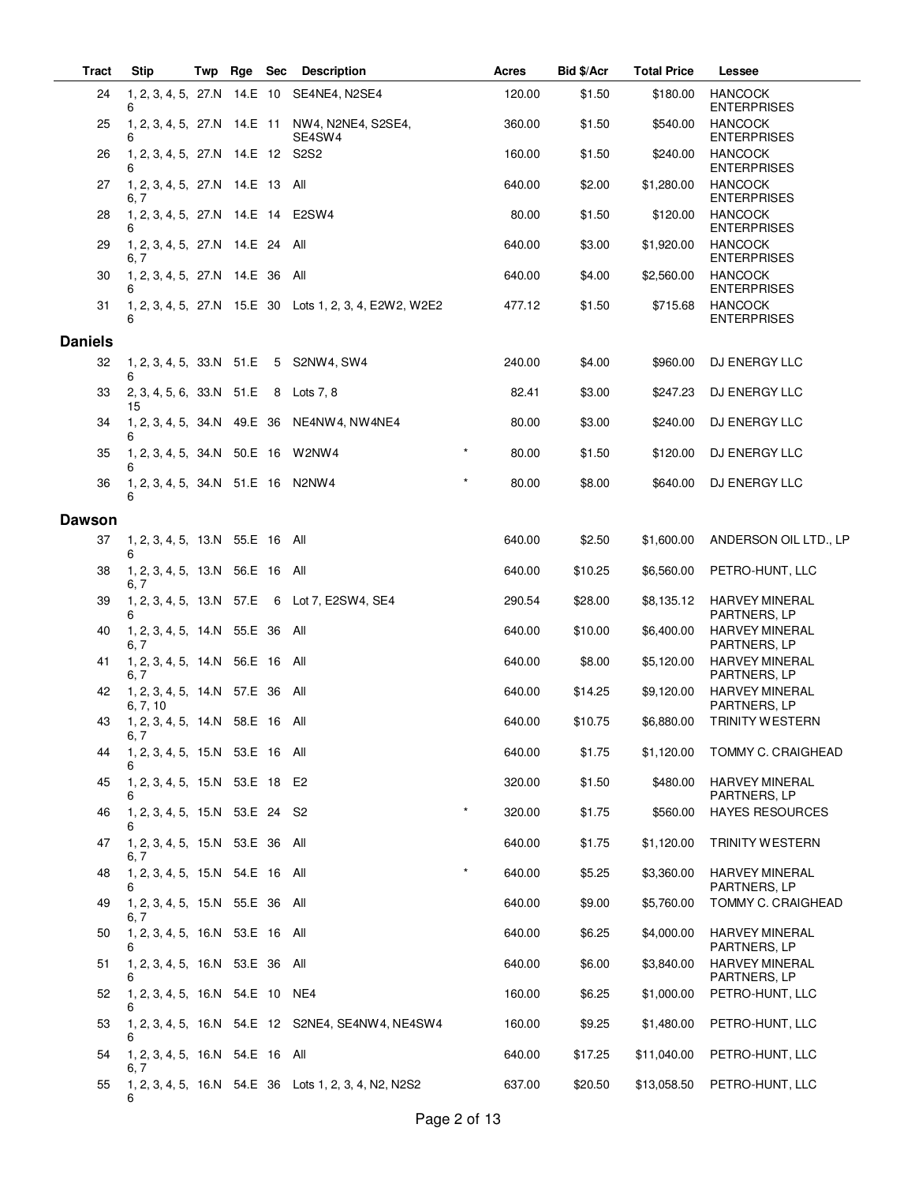| Tract | Stip | Twp | Rge | Sec | Description | | Acres | Bid $/Acr | Total Price | Lessee |
|---|---|---|---|---|---|---|---|---|---|---|
| 24 | 1, 2, 3, 4, 5, 6 | 27.N | 14.E | 10 | SE4NE4, N2SE4 | | 120.00 | $1.50 | $180.00 | HANCOCK ENTERPRISES |
| 25 | 1, 2, 3, 4, 5, 6 | 27.N | 14.E | 11 | NW4, N2NE4, S2SE4, SE4SW4 | | 360.00 | $1.50 | $540.00 | HANCOCK ENTERPRISES |
| 26 | 1, 2, 3, 4, 5, 6 | 27.N | 14.E | 12 | S2S2 | | 160.00 | $1.50 | $240.00 | HANCOCK ENTERPRISES |
| 27 | 1, 2, 3, 4, 5, 6, 7 | 27.N | 14.E | 13 | All | | 640.00 | $2.00 | $1,280.00 | HANCOCK ENTERPRISES |
| 28 | 1, 2, 3, 4, 5, 6 | 27.N | 14.E | 14 | E2SW4 | | 80.00 | $1.50 | $120.00 | HANCOCK ENTERPRISES |
| 29 | 1, 2, 3, 4, 5, 6, 7 | 27.N | 14.E | 24 | All | | 640.00 | $3.00 | $1,920.00 | HANCOCK ENTERPRISES |
| 30 | 1, 2, 3, 4, 5, 6 | 27.N | 14.E | 36 | All | | 640.00 | $4.00 | $2,560.00 | HANCOCK ENTERPRISES |
| 31 | 1, 2, 3, 4, 5, 6 | 27.N | 15.E | 30 | Lots 1, 2, 3, 4, E2W2, W2E2 | | 477.12 | $1.50 | $715.68 | HANCOCK ENTERPRISES |
| **Daniels** | | | | | | | | | | |
| 32 | 1, 2, 3, 4, 5, 6 | 33.N | 51.E | 5 | S2NW4, SW4 | | 240.00 | $4.00 | $960.00 | DJ ENERGY LLC |
| 33 | 2, 3, 4, 5, 6, 15 | 33.N | 51.E | 8 | Lots 7, 8 | | 82.41 | $3.00 | $247.23 | DJ ENERGY LLC |
| 34 | 1, 2, 3, 4, 5, 6 | 34.N | 49.E | 36 | NE4NW4, NW4NE4 | | 80.00 | $3.00 | $240.00 | DJ ENERGY LLC |
| 35 | 1, 2, 3, 4, 5, 6 | 34.N | 50.E | 16 | W2NW4 | * | 80.00 | $1.50 | $120.00 | DJ ENERGY LLC |
| 36 | 1, 2, 3, 4, 5, 6 | 34.N | 51.E | 16 | N2NW4 | * | 80.00 | $8.00 | $640.00 | DJ ENERGY LLC |
| **Dawson** | | | | | | | | | | |
| 37 | 1, 2, 3, 4, 5, 6 | 13.N | 55.E | 16 | All | | 640.00 | $2.50 | $1,600.00 | ANDERSON OIL LTD., LP |
| 38 | 1, 2, 3, 4, 5, 6, 7 | 13.N | 56.E | 16 | All | | 640.00 | $10.25 | $6,560.00 | PETRO-HUNT, LLC |
| 39 | 1, 2, 3, 4, 5, 6 | 13.N | 57.E | 6 | Lot 7, E2SW4, SE4 | | 290.54 | $28.00 | $8,135.12 | HARVEY MINERAL PARTNERS, LP |
| 40 | 1, 2, 3, 4, 5, 6, 7 | 14.N | 55.E | 36 | All | | 640.00 | $10.00 | $6,400.00 | HARVEY MINERAL PARTNERS, LP |
| 41 | 1, 2, 3, 4, 5, 6, 7 | 14.N | 56.E | 16 | All | | 640.00 | $8.00 | $5,120.00 | HARVEY MINERAL PARTNERS, LP |
| 42 | 1, 2, 3, 4, 5, 6, 7, 10 | 14.N | 57.E | 36 | All | | 640.00 | $14.25 | $9,120.00 | HARVEY MINERAL PARTNERS, LP |
| 43 | 1, 2, 3, 4, 5, 6, 7 | 14.N | 58.E | 16 | All | | 640.00 | $10.75 | $6,880.00 | TRINITY WESTERN |
| 44 | 1, 2, 3, 4, 5, 6 | 15.N | 53.E | 16 | All | | 640.00 | $1.75 | $1,120.00 | TOMMY C. CRAIGHEAD |
| 45 | 1, 2, 3, 4, 5, 6 | 15.N | 53.E | 18 | E2 | | 320.00 | $1.50 | $480.00 | HARVEY MINERAL PARTNERS, LP |
| 46 | 1, 2, 3, 4, 5, 6 | 15.N | 53.E | 24 | S2 | * | 320.00 | $1.75 | $560.00 | HAYES RESOURCES |
| 47 | 1, 2, 3, 4, 5, 6, 7 | 15.N | 53.E | 36 | All | | 640.00 | $1.75 | $1,120.00 | TRINITY WESTERN |
| 48 | 1, 2, 3, 4, 5, 6 | 15.N | 54.E | 16 | All | * | 640.00 | $5.25 | $3,360.00 | HARVEY MINERAL PARTNERS, LP |
| 49 | 1, 2, 3, 4, 5, 6, 7 | 15.N | 55.E | 36 | All | | 640.00 | $9.00 | $5,760.00 | TOMMY C. CRAIGHEAD |
| 50 | 1, 2, 3, 4, 5, 6 | 16.N | 53.E | 16 | All | | 640.00 | $6.25 | $4,000.00 | HARVEY MINERAL PARTNERS, LP |
| 51 | 1, 2, 3, 4, 5, 6 | 16.N | 53.E | 36 | All | | 640.00 | $6.00 | $3,840.00 | HARVEY MINERAL PARTNERS, LP |
| 52 | 1, 2, 3, 4, 5, 6 | 16.N | 54.E | 10 | NE4 | | 160.00 | $6.25 | $1,000.00 | PETRO-HUNT, LLC |
| 53 | 1, 2, 3, 4, 5, 6 | 16.N | 54.E | 12 | S2NE4, SE4NW4, NE4SW4 | | 160.00 | $9.25 | $1,480.00 | PETRO-HUNT, LLC |
| 54 | 1, 2, 3, 4, 5, 6, 7 | 16.N | 54.E | 16 | All | | 640.00 | $17.25 | $11,040.00 | PETRO-HUNT, LLC |
| 55 | 1, 2, 3, 4, 5, 6 | 16.N | 54.E | 36 | Lots 1, 2, 3, 4, N2, N2S2 | | 637.00 | $20.50 | $13,058.50 | PETRO-HUNT, LLC |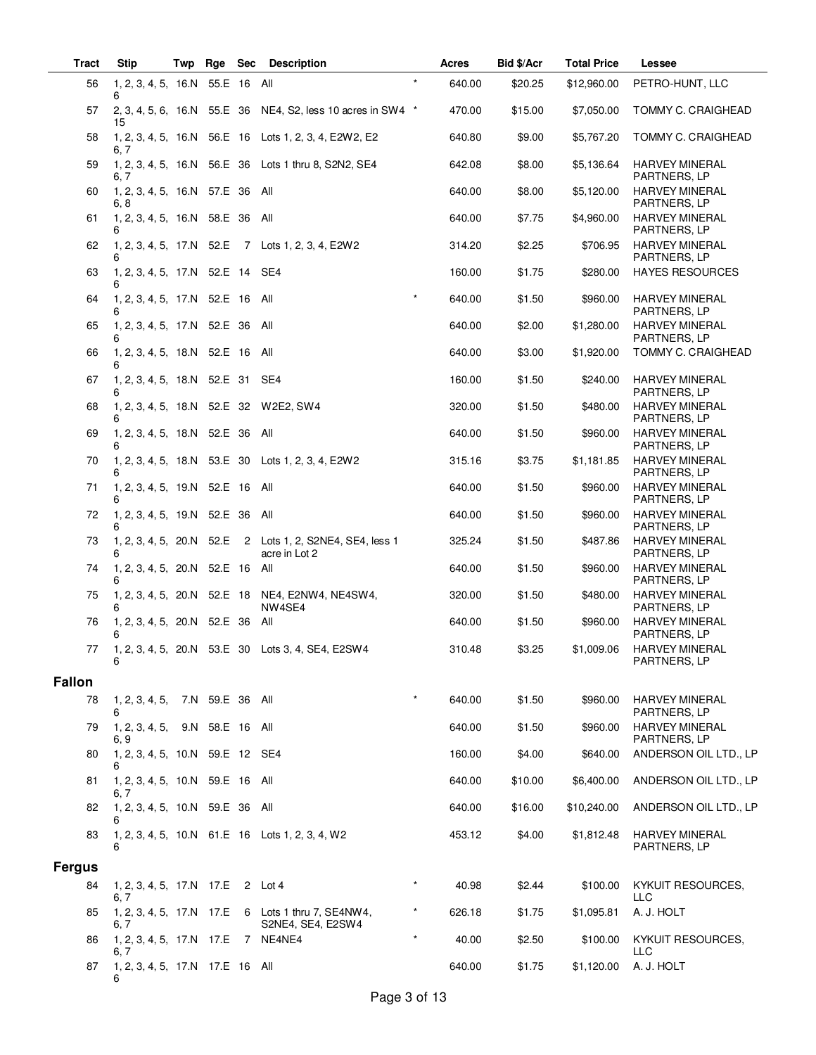| Tract | Stip | Twp | Rge | Sec | Description | | Acres | Bid $/Acr | Total Price | Lessee |
|---|---|---|---|---|---|---|---|---|---|---|
| 56 | 1, 2, 3, 4, 5, 6 | 16.N | 55.E | 16 | All | * | 640.00 | $20.25 | $12,960.00 | PETRO-HUNT, LLC |
| 57 | 2, 3, 4, 5, 6, 15 | 16.N | 55.E | 36 | NE4, S2, less 10 acres in SW4 | * | 470.00 | $15.00 | $7,050.00 | TOMMY C. CRAIGHEAD |
| 58 | 1, 2, 3, 4, 5, 6, 7 | 16.N | 56.E | 16 | Lots 1, 2, 3, 4, E2W2, E2 | | 640.80 | $9.00 | $5,767.20 | TOMMY C. CRAIGHEAD |
| 59 | 1, 2, 3, 4, 5, 6, 7 | 16.N | 56.E | 36 | Lots 1 thru 8, S2N2, SE4 | | 642.08 | $8.00 | $5,136.64 | HARVEY MINERAL PARTNERS, LP |
| 60 | 1, 2, 3, 4, 5, 6, 8 | 16.N | 57.E | 36 | All | | 640.00 | $8.00 | $5,120.00 | HARVEY MINERAL PARTNERS, LP |
| 61 | 1, 2, 3, 4, 5, 6 | 16.N | 58.E | 36 | All | | 640.00 | $7.75 | $4,960.00 | HARVEY MINERAL PARTNERS, LP |
| 62 | 1, 2, 3, 4, 5, 6 | 17.N | 52.E | 7 | Lots 1, 2, 3, 4, E2W2 | | 314.20 | $2.25 | $706.95 | HARVEY MINERAL PARTNERS, LP |
| 63 | 1, 2, 3, 4, 5, 6 | 17.N | 52.E | 14 | SE4 | | 160.00 | $1.75 | $280.00 | HAYES RESOURCES |
| 64 | 1, 2, 3, 4, 5, 6 | 17.N | 52.E | 16 | All | * | 640.00 | $1.50 | $960.00 | HARVEY MINERAL PARTNERS, LP |
| 65 | 1, 2, 3, 4, 5, 6 | 17.N | 52.E | 36 | All | | 640.00 | $2.00 | $1,280.00 | HARVEY MINERAL PARTNERS, LP |
| 66 | 1, 2, 3, 4, 5, 6 | 18.N | 52.E | 16 | All | | 640.00 | $3.00 | $1,920.00 | TOMMY C. CRAIGHEAD |
| 67 | 1, 2, 3, 4, 5, 6 | 18.N | 52.E | 31 | SE4 | | 160.00 | $1.50 | $240.00 | HARVEY MINERAL PARTNERS, LP |
| 68 | 1, 2, 3, 4, 5, 6 | 18.N | 52.E | 32 | W2E2, SW4 | | 320.00 | $1.50 | $480.00 | HARVEY MINERAL PARTNERS, LP |
| 69 | 1, 2, 3, 4, 5, 6 | 18.N | 52.E | 36 | All | | 640.00 | $1.50 | $960.00 | HARVEY MINERAL PARTNERS, LP |
| 70 | 1, 2, 3, 4, 5, 6 | 18.N | 53.E | 30 | Lots 1, 2, 3, 4, E2W2 | | 315.16 | $3.75 | $1,181.85 | HARVEY MINERAL PARTNERS, LP |
| 71 | 1, 2, 3, 4, 5, 6 | 19.N | 52.E | 16 | All | | 640.00 | $1.50 | $960.00 | HARVEY MINERAL PARTNERS, LP |
| 72 | 1, 2, 3, 4, 5, 6 | 19.N | 52.E | 36 | All | | 640.00 | $1.50 | $960.00 | HARVEY MINERAL PARTNERS, LP |
| 73 | 1, 2, 3, 4, 5, 6 | 20.N | 52.E | 2 | Lots 1, 2, S2NE4, SE4, less 1 acre in Lot 2 | | 325.24 | $1.50 | $487.86 | HARVEY MINERAL PARTNERS, LP |
| 74 | 1, 2, 3, 4, 5, 6 | 20.N | 52.E | 16 | All | | 640.00 | $1.50 | $960.00 | HARVEY MINERAL PARTNERS, LP |
| 75 | 1, 2, 3, 4, 5, 6 | 20.N | 52.E | 18 | NE4, E2NW4, NE4SW4, NW4SE4 | | 320.00 | $1.50 | $480.00 | HARVEY MINERAL PARTNERS, LP |
| 76 | 1, 2, 3, 4, 5, 6 | 20.N | 52.E | 36 | All | | 640.00 | $1.50 | $960.00 | HARVEY MINERAL PARTNERS, LP |
| 77 | 1, 2, 3, 4, 5, 6 | 20.N | 53.E | 30 | Lots 3, 4, SE4, E2SW4 | | 310.48 | $3.25 | $1,009.06 | HARVEY MINERAL PARTNERS, LP |
| **Fallon** | | | | | | | | | | |
| 78 | 1, 2, 3, 4, 5, 6 | 7.N | 59.E | 36 | All | * | 640.00 | $1.50 | $960.00 | HARVEY MINERAL PARTNERS, LP |
| 79 | 1, 2, 3, 4, 5, 6, 9 | 9.N | 58.E | 16 | All | | 640.00 | $1.50 | $960.00 | HARVEY MINERAL PARTNERS, LP |
| 80 | 1, 2, 3, 4, 5, 6 | 10.N | 59.E | 12 | SE4 | | 160.00 | $4.00 | $640.00 | ANDERSON OIL LTD., LP |
| 81 | 1, 2, 3, 4, 5, 6, 7 | 10.N | 59.E | 16 | All | | 640.00 | $10.00 | $6,400.00 | ANDERSON OIL LTD., LP |
| 82 | 1, 2, 3, 4, 5, 6 | 10.N | 59.E | 36 | All | | 640.00 | $16.00 | $10,240.00 | ANDERSON OIL LTD., LP |
| 83 | 1, 2, 3, 4, 5, 6 | 10.N | 61.E | 16 | Lots 1, 2, 3, 4, W2 | | 453.12 | $4.00 | $1,812.48 | HARVEY MINERAL PARTNERS, LP |
| **Fergus** | | | | | | | | | | |
| 84 | 1, 2, 3, 4, 5, 6, 7 | 17.N | 17.E | 2 | Lot 4 | * | 40.98 | $2.44 | $100.00 | KYKUIT RESOURCES, LLC |
| 85 | 1, 2, 3, 4, 5, 6, 7 | 17.N | 17.E | 6 | Lots 1 thru 7, SE4NW4, S2NE4, SE4, E2SW4 | * | 626.18 | $1.75 | $1,095.81 | A. J. HOLT |
| 86 | 1, 2, 3, 4, 5, 6, 7 | 17.N | 17.E | 7 | NE4NE4 | * | 40.00 | $2.50 | $100.00 | KYKUIT RESOURCES, LLC |
| 87 | 1, 2, 3, 4, 5, 6 | 17.N | 17.E | 16 | All | | 640.00 | $1.75 | $1,120.00 | A. J. HOLT |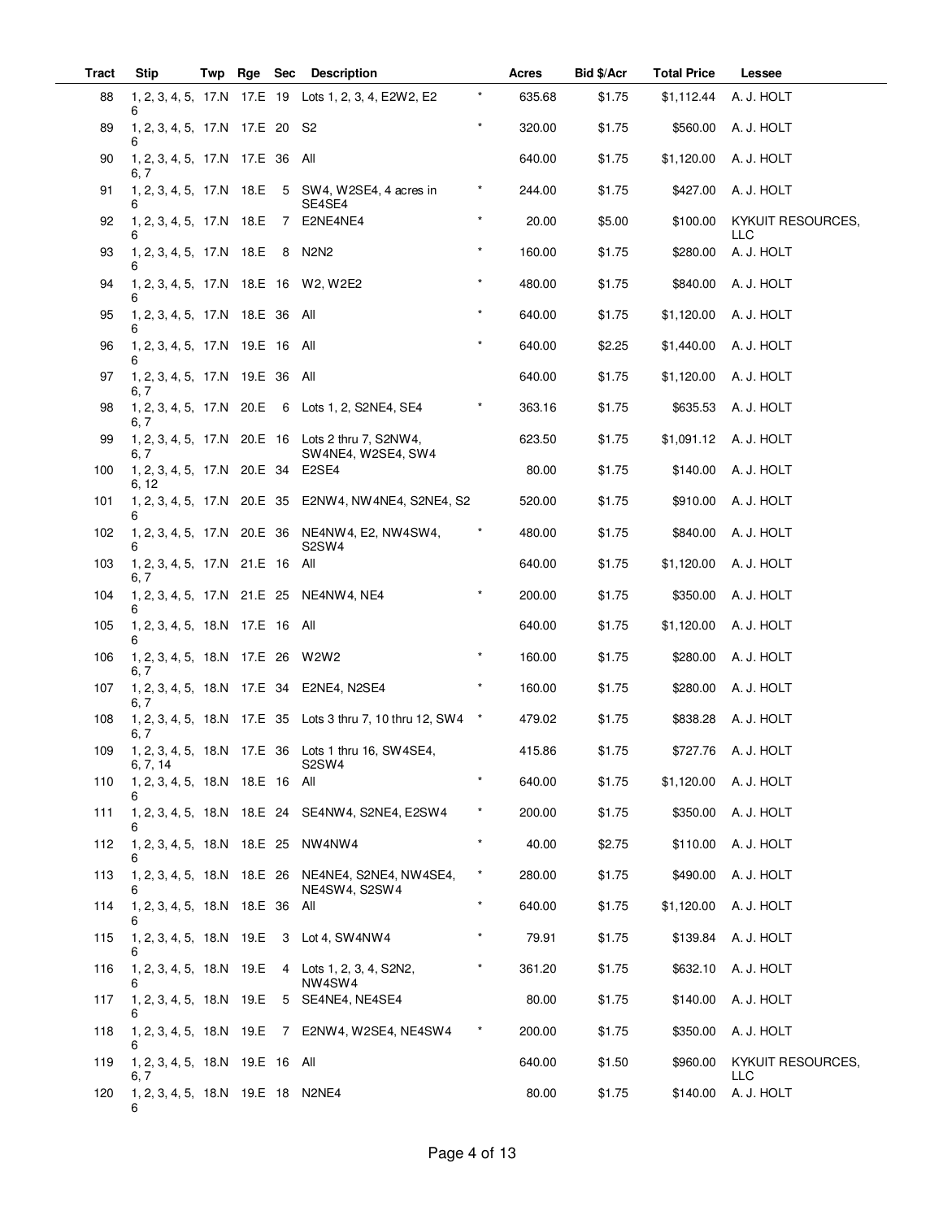| Tract | Stip | Twp | Rge | Sec | Description | | Acres | Bid $/Acr | Total Price | Lessee |
|---|---|---|---|---|---|---|---|---|---|---|
| 88 | 1, 2, 3, 4, 5, 6 | 17.N | 17.E | 19 | Lots 1, 2, 3, 4, E2W2, E2 | * | 635.68 | $1.75 | $1,112.44 | A. J. HOLT |
| 89 | 1, 2, 3, 4, 5, 6 | 17.N | 17.E | 20 | S2 | * | 320.00 | $1.75 | $560.00 | A. J. HOLT |
| 90 | 1, 2, 3, 4, 5, 6, 7 | 17.N | 17.E | 36 | All | | 640.00 | $1.75 | $1,120.00 | A. J. HOLT |
| 91 | 1, 2, 3, 4, 5, 6 | 17.N | 18.E | 5 | SW4, W2SE4, 4 acres in SE4SE4 | * | 244.00 | $1.75 | $427.00 | A. J. HOLT |
| 92 | 1, 2, 3, 4, 5, 6 | 17.N | 18.E | 7 | E2NE4NE4 | * | 20.00 | $5.00 | $100.00 | KYKUIT RESOURCES, LLC |
| 93 | 1, 2, 3, 4, 5, 6 | 17.N | 18.E | 8 | N2N2 | * | 160.00 | $1.75 | $280.00 | A. J. HOLT |
| 94 | 1, 2, 3, 4, 5, 6 | 17.N | 18.E | 16 | W2, W2E2 | * | 480.00 | $1.75 | $840.00 | A. J. HOLT |
| 95 | 1, 2, 3, 4, 5, 6 | 17.N | 18.E | 36 | All | * | 640.00 | $1.75 | $1,120.00 | A. J. HOLT |
| 96 | 1, 2, 3, 4, 5, 6 | 17.N | 19.E | 16 | All | * | 640.00 | $2.25 | $1,440.00 | A. J. HOLT |
| 97 | 1, 2, 3, 4, 5, 6, 7 | 17.N | 19.E | 36 | All | | 640.00 | $1.75 | $1,120.00 | A. J. HOLT |
| 98 | 1, 2, 3, 4, 5, 6, 7 | 17.N | 20.E | 6 | Lots 1, 2, S2NE4, SE4 | * | 363.16 | $1.75 | $635.53 | A. J. HOLT |
| 99 | 1, 2, 3, 4, 5, 6, 7 | 17.N | 20.E | 16 | Lots 2 thru 7, S2NW4, SW4NE4, W2SE4, SW4 | | 623.50 | $1.75 | $1,091.12 | A. J. HOLT |
| 100 | 1, 2, 3, 4, 5, 6, 12 | 17.N | 20.E | 34 | E2SE4 | | 80.00 | $1.75 | $140.00 | A. J. HOLT |
| 101 | 1, 2, 3, 4, 5, 6 | 17.N | 20.E | 35 | E2NW4, NW4NE4, S2NE4, S2 | | 520.00 | $1.75 | $910.00 | A. J. HOLT |
| 102 | 1, 2, 3, 4, 5, 6 | 17.N | 20.E | 36 | NE4NW4, E2, NW4SW4, S2SW4 | * | 480.00 | $1.75 | $840.00 | A. J. HOLT |
| 103 | 1, 2, 3, 4, 5, 6, 7 | 17.N | 21.E | 16 | All | | 640.00 | $1.75 | $1,120.00 | A. J. HOLT |
| 104 | 1, 2, 3, 4, 5, 6 | 17.N | 21.E | 25 | NE4NW4, NE4 | * | 200.00 | $1.75 | $350.00 | A. J. HOLT |
| 105 | 1, 2, 3, 4, 5, 6 | 18.N | 17.E | 16 | All | | 640.00 | $1.75 | $1,120.00 | A. J. HOLT |
| 106 | 1, 2, 3, 4, 5, 6, 7 | 18.N | 17.E | 26 | W2W2 | * | 160.00 | $1.75 | $280.00 | A. J. HOLT |
| 107 | 1, 2, 3, 4, 5, 6, 7 | 18.N | 17.E | 34 | E2NE4, N2SE4 | * | 160.00 | $1.75 | $280.00 | A. J. HOLT |
| 108 | 1, 2, 3, 4, 5, 6, 7 | 18.N | 17.E | 35 | Lots 3 thru 7, 10 thru 12, SW4 | * | 479.02 | $1.75 | $838.28 | A. J. HOLT |
| 109 | 1, 2, 3, 4, 5, 6, 7, 14 | 18.N | 17.E | 36 | Lots 1 thru 16, SW4SE4, S2SW4 | | 415.86 | $1.75 | $727.76 | A. J. HOLT |
| 110 | 1, 2, 3, 4, 5, 6 | 18.N | 18.E | 16 | All | * | 640.00 | $1.75 | $1,120.00 | A. J. HOLT |
| 111 | 1, 2, 3, 4, 5, 6 | 18.N | 18.E | 24 | SE4NW4, S2NE4, E2SW4 | * | 200.00 | $1.75 | $350.00 | A. J. HOLT |
| 112 | 1, 2, 3, 4, 5, 6 | 18.N | 18.E | 25 | NW4NW4 | * | 40.00 | $2.75 | $110.00 | A. J. HOLT |
| 113 | 1, 2, 3, 4, 5, 6 | 18.N | 18.E | 26 | NE4NE4, S2NE4, NW4SE4, NE4SW4, S2SW4 | * | 280.00 | $1.75 | $490.00 | A. J. HOLT |
| 114 | 1, 2, 3, 4, 5, 6 | 18.N | 18.E | 36 | All | * | 640.00 | $1.75 | $1,120.00 | A. J. HOLT |
| 115 | 1, 2, 3, 4, 5, 6 | 18.N | 19.E | 3 | Lot 4, SW4NW4 | * | 79.91 | $1.75 | $139.84 | A. J. HOLT |
| 116 | 1, 2, 3, 4, 5, 6 | 18.N | 19.E | 4 | Lots 1, 2, 3, 4, S2N2, NW4SW4 | * | 361.20 | $1.75 | $632.10 | A. J. HOLT |
| 117 | 1, 2, 3, 4, 5, 6 | 18.N | 19.E | 5 | SE4NE4, NE4SE4 | | 80.00 | $1.75 | $140.00 | A. J. HOLT |
| 118 | 1, 2, 3, 4, 5, 6 | 18.N | 19.E | 7 | E2NW4, W2SE4, NE4SW4 | * | 200.00 | $1.75 | $350.00 | A. J. HOLT |
| 119 | 1, 2, 3, 4, 5, 6, 7 | 18.N | 19.E | 16 | All | | 640.00 | $1.50 | $960.00 | KYKUIT RESOURCES, LLC |
| 120 | 1, 2, 3, 4, 5, 6 | 18.N | 19.E | 18 | N2NE4 | | 80.00 | $1.75 | $140.00 | A. J. HOLT |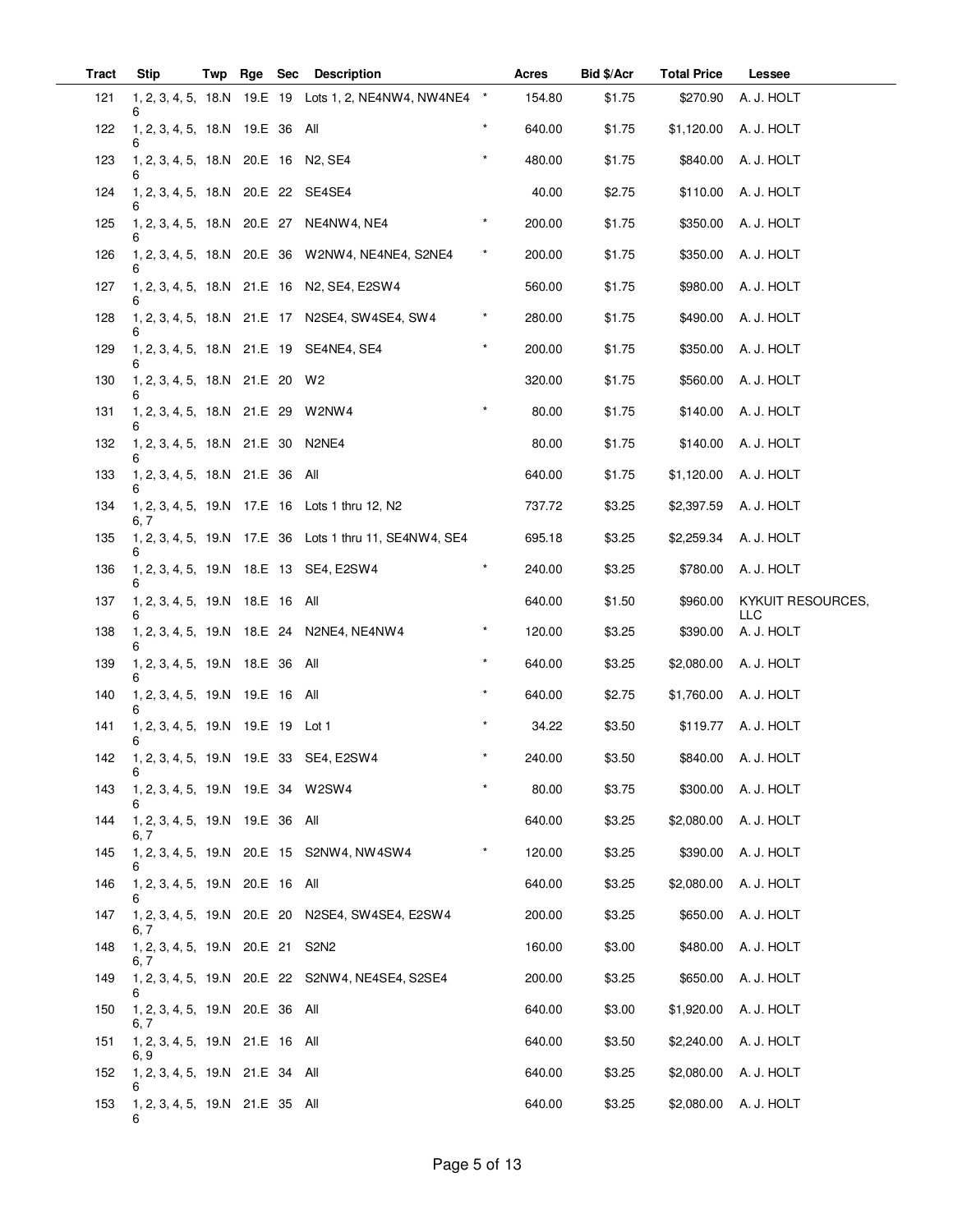| Tract | Stip | Twp | Rge | Sec | Description | | Acres | Bid $/Acr | Total Price | Lessee |
|---|---|---|---|---|---|---|---|---|---|---|
| 121 | 1, 2, 3, 4, 5, 6 | 18.N | 19.E | 19 | Lots 1, 2, NE4NW4, NW4NE4 | * | 154.80 | $1.75 | $270.90 | A. J. HOLT |
| 122 | 1, 2, 3, 4, 5, 6 | 18.N | 19.E | 36 | All | * | 640.00 | $1.75 | $1,120.00 | A. J. HOLT |
| 123 | 1, 2, 3, 4, 5, 6 | 18.N | 20.E | 16 | N2, SE4 | * | 480.00 | $1.75 | $840.00 | A. J. HOLT |
| 124 | 1, 2, 3, 4, 5, 6 | 18.N | 20.E | 22 | SE4SE4 | | 40.00 | $2.75 | $110.00 | A. J. HOLT |
| 125 | 1, 2, 3, 4, 5, 6 | 18.N | 20.E | 27 | NE4NW4, NE4 | * | 200.00 | $1.75 | $350.00 | A. J. HOLT |
| 126 | 1, 2, 3, 4, 5, 6 | 18.N | 20.E | 36 | W2NW4, NE4NE4, S2NE4 | * | 200.00 | $1.75 | $350.00 | A. J. HOLT |
| 127 | 1, 2, 3, 4, 5, 6 | 18.N | 21.E | 16 | N2, SE4, E2SW4 | | 560.00 | $1.75 | $980.00 | A. J. HOLT |
| 128 | 1, 2, 3, 4, 5, 6 | 18.N | 21.E | 17 | N2SE4, SW4SE4, SW4 | * | 280.00 | $1.75 | $490.00 | A. J. HOLT |
| 129 | 1, 2, 3, 4, 5, 6 | 18.N | 21.E | 19 | SE4NE4, SE4 | * | 200.00 | $1.75 | $350.00 | A. J. HOLT |
| 130 | 1, 2, 3, 4, 5, 6 | 18.N | 21.E | 20 | W2 | | 320.00 | $1.75 | $560.00 | A. J. HOLT |
| 131 | 1, 2, 3, 4, 5, 6 | 18.N | 21.E | 29 | W2NW4 | * | 80.00 | $1.75 | $140.00 | A. J. HOLT |
| 132 | 1, 2, 3, 4, 5, 6 | 18.N | 21.E | 30 | N2NE4 | | 80.00 | $1.75 | $140.00 | A. J. HOLT |
| 133 | 1, 2, 3, 4, 5, 6 | 18.N | 21.E | 36 | All | | 640.00 | $1.75 | $1,120.00 | A. J. HOLT |
| 134 | 1, 2, 3, 4, 5, 6, 7 | 19.N | 17.E | 16 | Lots 1 thru 12, N2 | | 737.72 | $3.25 | $2,397.59 | A. J. HOLT |
| 135 | 1, 2, 3, 4, 5, 6 | 19.N | 17.E | 36 | Lots 1 thru 11, SE4NW4, SE4 | | 695.18 | $3.25 | $2,259.34 | A. J. HOLT |
| 136 | 1, 2, 3, 4, 5, 6 | 19.N | 18.E | 13 | SE4, E2SW4 | * | 240.00 | $3.25 | $780.00 | A. J. HOLT |
| 137 | 1, 2, 3, 4, 5, 6 | 19.N | 18.E | 16 | All | | 640.00 | $1.50 | $960.00 | KYKUIT RESOURCES, LLC |
| 138 | 1, 2, 3, 4, 5, 6 | 19.N | 18.E | 24 | N2NE4, NE4NW4 | * | 120.00 | $3.25 | $390.00 | A. J. HOLT |
| 139 | 1, 2, 3, 4, 5, 6 | 19.N | 18.E | 36 | All | * | 640.00 | $3.25 | $2,080.00 | A. J. HOLT |
| 140 | 1, 2, 3, 4, 5, 6 | 19.N | 19.E | 16 | All | * | 640.00 | $2.75 | $1,760.00 | A. J. HOLT |
| 141 | 1, 2, 3, 4, 5, 6 | 19.N | 19.E | 19 | Lot 1 | * | 34.22 | $3.50 | $119.77 | A. J. HOLT |
| 142 | 1, 2, 3, 4, 5, 6 | 19.N | 19.E | 33 | SE4, E2SW4 | * | 240.00 | $3.50 | $840.00 | A. J. HOLT |
| 143 | 1, 2, 3, 4, 5, 6 | 19.N | 19.E | 34 | W2SW4 | * | 80.00 | $3.75 | $300.00 | A. J. HOLT |
| 144 | 1, 2, 3, 4, 5, 6, 7 | 19.N | 19.E | 36 | All | | 640.00 | $3.25 | $2,080.00 | A. J. HOLT |
| 145 | 1, 2, 3, 4, 5, 6 | 19.N | 20.E | 15 | S2NW4, NW4SW4 | * | 120.00 | $3.25 | $390.00 | A. J. HOLT |
| 146 | 1, 2, 3, 4, 5, 6 | 19.N | 20.E | 16 | All | | 640.00 | $3.25 | $2,080.00 | A. J. HOLT |
| 147 | 1, 2, 3, 4, 5, 6, 7 | 19.N | 20.E | 20 | N2SE4, SW4SE4, E2SW4 | | 200.00 | $3.25 | $650.00 | A. J. HOLT |
| 148 | 1, 2, 3, 4, 5, 6, 7 | 19.N | 20.E | 21 | S2N2 | | 160.00 | $3.00 | $480.00 | A. J. HOLT |
| 149 | 1, 2, 3, 4, 5, 6 | 19.N | 20.E | 22 | S2NW4, NE4SE4, S2SE4 | | 200.00 | $3.25 | $650.00 | A. J. HOLT |
| 150 | 1, 2, 3, 4, 5, 6, 7 | 19.N | 20.E | 36 | All | | 640.00 | $3.00 | $1,920.00 | A. J. HOLT |
| 151 | 1, 2, 3, 4, 5, 6, 9 | 19.N | 21.E | 16 | All | | 640.00 | $3.50 | $2,240.00 | A. J. HOLT |
| 152 | 1, 2, 3, 4, 5, 6 | 19.N | 21.E | 34 | All | | 640.00 | $3.25 | $2,080.00 | A. J. HOLT |
| 153 | 1, 2, 3, 4, 5, 6 | 19.N | 21.E | 35 | All | | 640.00 | $3.25 | $2,080.00 | A. J. HOLT |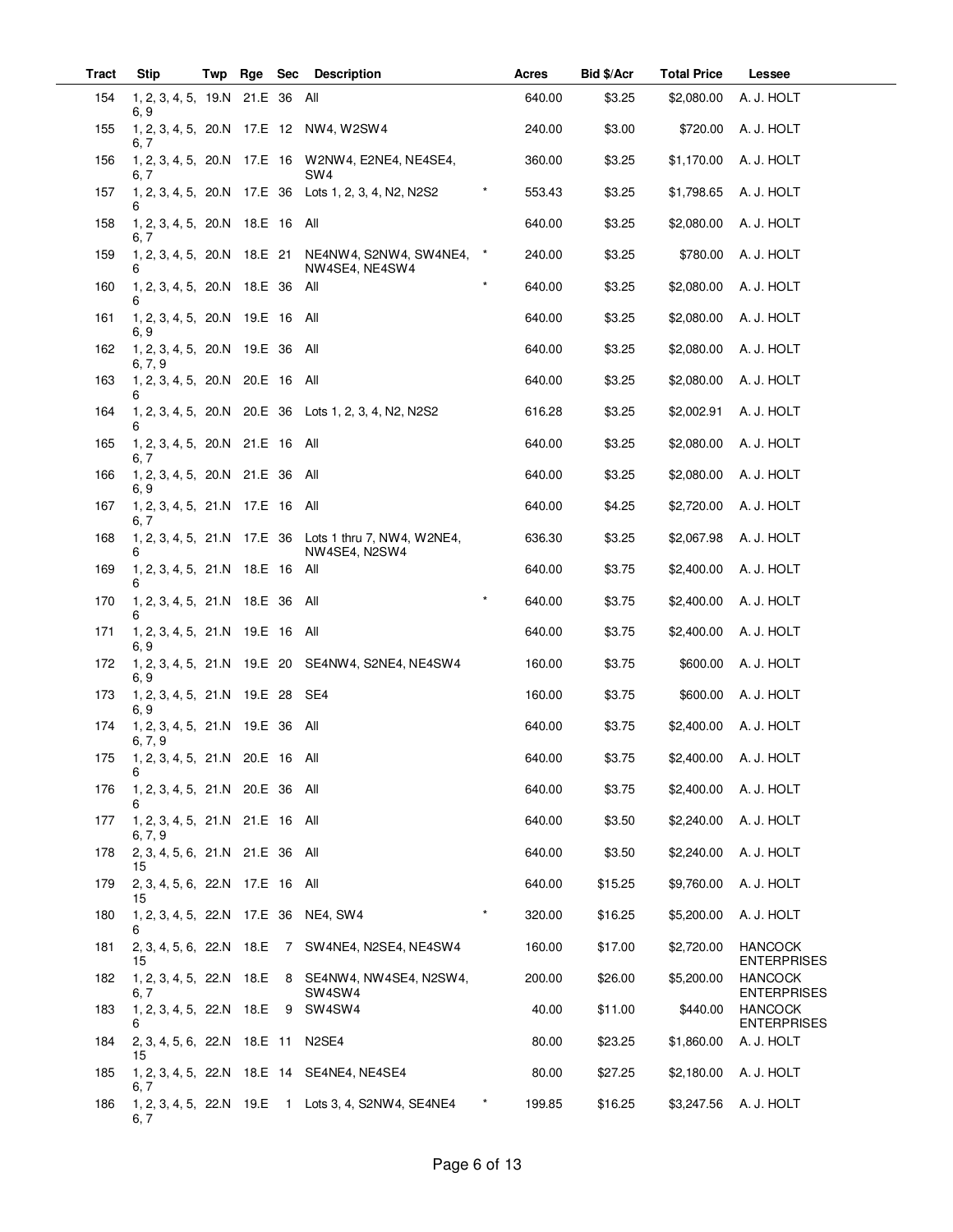| Tract | Stip | Twp | Rge | Sec | Description | | Acres | Bid $/Acr | Total Price | Lessee |
|---|---|---|---|---|---|---|---|---|---|---|
| 154 | 1, 2, 3, 4, 5, 6, 9 | 19.N | 21.E | 36 | All | | 640.00 | $3.25 | $2,080.00 | A. J. HOLT |
| 155 | 1, 2, 3, 4, 5, 6, 7 | 20.N | 17.E | 12 | NW4, W2SW4 | | 240.00 | $3.00 | $720.00 | A. J. HOLT |
| 156 | 1, 2, 3, 4, 5, 6, 7 | 20.N | 17.E | 16 | W2NW4, E2NE4, NE4SE4, SW4 | | 360.00 | $3.25 | $1,170.00 | A. J. HOLT |
| 157 | 1, 2, 3, 4, 5, 6 | 20.N | 17.E | 36 | Lots 1, 2, 3, 4, N2, N2S2 | * | 553.43 | $3.25 | $1,798.65 | A. J. HOLT |
| 158 | 1, 2, 3, 4, 5, 6, 7 | 20.N | 18.E | 16 | All | | 640.00 | $3.25 | $2,080.00 | A. J. HOLT |
| 159 | 1, 2, 3, 4, 5, 6 | 20.N | 18.E | 21 | NE4NW4, S2NW4, SW4NE4, NW4SE4, NE4SW4 | * | 240.00 | $3.25 | $780.00 | A. J. HOLT |
| 160 | 1, 2, 3, 4, 5, 6 | 20.N | 18.E | 36 | All | * | 640.00 | $3.25 | $2,080.00 | A. J. HOLT |
| 161 | 1, 2, 3, 4, 5, 6, 9 | 20.N | 19.E | 16 | All | | 640.00 | $3.25 | $2,080.00 | A. J. HOLT |
| 162 | 1, 2, 3, 4, 5, 6, 7, 9 | 20.N | 19.E | 36 | All | | 640.00 | $3.25 | $2,080.00 | A. J. HOLT |
| 163 | 1, 2, 3, 4, 5, 6 | 20.N | 20.E | 16 | All | | 640.00 | $3.25 | $2,080.00 | A. J. HOLT |
| 164 | 1, 2, 3, 4, 5, 6 | 20.N | 20.E | 36 | Lots 1, 2, 3, 4, N2, N2S2 | | 616.28 | $3.25 | $2,002.91 | A. J. HOLT |
| 165 | 1, 2, 3, 4, 5, 6, 7 | 20.N | 21.E | 16 | All | | 640.00 | $3.25 | $2,080.00 | A. J. HOLT |
| 166 | 1, 2, 3, 4, 5, 6, 9 | 20.N | 21.E | 36 | All | | 640.00 | $3.25 | $2,080.00 | A. J. HOLT |
| 167 | 1, 2, 3, 4, 5, 6, 7 | 21.N | 17.E | 16 | All | | 640.00 | $4.25 | $2,720.00 | A. J. HOLT |
| 168 | 1, 2, 3, 4, 5, 6 | 21.N | 17.E | 36 | Lots 1 thru 7, NW4, W2NE4, NW4SE4, N2SW4 | | 636.30 | $3.25 | $2,067.98 | A. J. HOLT |
| 169 | 1, 2, 3, 4, 5, 6 | 21.N | 18.E | 16 | All | | 640.00 | $3.75 | $2,400.00 | A. J. HOLT |
| 170 | 1, 2, 3, 4, 5, 6 | 21.N | 18.E | 36 | All | * | 640.00 | $3.75 | $2,400.00 | A. J. HOLT |
| 171 | 1, 2, 3, 4, 5, 6, 9 | 21.N | 19.E | 16 | All | | 640.00 | $3.75 | $2,400.00 | A. J. HOLT |
| 172 | 1, 2, 3, 4, 5, 6, 9 | 21.N | 19.E | 20 | SE4NW4, S2NE4, NE4SW4 | | 160.00 | $3.75 | $600.00 | A. J. HOLT |
| 173 | 1, 2, 3, 4, 5, 6, 9 | 21.N | 19.E | 28 | SE4 | | 160.00 | $3.75 | $600.00 | A. J. HOLT |
| 174 | 1, 2, 3, 4, 5, 6, 7, 9 | 21.N | 19.E | 36 | All | | 640.00 | $3.75 | $2,400.00 | A. J. HOLT |
| 175 | 1, 2, 3, 4, 5, 6 | 21.N | 20.E | 16 | All | | 640.00 | $3.75 | $2,400.00 | A. J. HOLT |
| 176 | 1, 2, 3, 4, 5, 6 | 21.N | 20.E | 36 | All | | 640.00 | $3.75 | $2,400.00 | A. J. HOLT |
| 177 | 1, 2, 3, 4, 5, 6, 7, 9 | 21.N | 21.E | 16 | All | | 640.00 | $3.50 | $2,240.00 | A. J. HOLT |
| 178 | 2, 3, 4, 5, 6, 15 | 21.N | 21.E | 36 | All | | 640.00 | $3.50 | $2,240.00 | A. J. HOLT |
| 179 | 2, 3, 4, 5, 6, 15 | 22.N | 17.E | 16 | All | | 640.00 | $15.25 | $9,760.00 | A. J. HOLT |
| 180 | 1, 2, 3, 4, 5, 6 | 22.N | 17.E | 36 | NE4, SW4 | * | 320.00 | $16.25 | $5,200.00 | A. J. HOLT |
| 181 | 2, 3, 4, 5, 6, 15 | 22.N | 18.E | 7 | SW4NE4, N2SE4, NE4SW4 | | 160.00 | $17.00 | $2,720.00 | HANCOCK ENTERPRISES |
| 182 | 1, 2, 3, 4, 5, 6, 7 | 22.N | 18.E | 8 | SE4NW4, NW4SE4, N2SW4, SW4SW4 | | 200.00 | $26.00 | $5,200.00 | HANCOCK ENTERPRISES |
| 183 | 1, 2, 3, 4, 5, 6 | 22.N | 18.E | 9 | SW4SW4 | | 40.00 | $11.00 | $440.00 | HANCOCK ENTERPRISES |
| 184 | 2, 3, 4, 5, 6, 15 | 22.N | 18.E | 11 | N2SE4 | | 80.00 | $23.25 | $1,860.00 | A. J. HOLT |
| 185 | 1, 2, 3, 4, 5, 6, 7 | 22.N | 18.E | 14 | SE4NE4, NE4SE4 | | 80.00 | $27.25 | $2,180.00 | A. J. HOLT |
| 186 | 1, 2, 3, 4, 5, 6, 7 | 22.N | 19.E | 1 | Lots 3, 4, S2NW4, SE4NE4 | * | 199.85 | $16.25 | $3,247.56 | A. J. HOLT |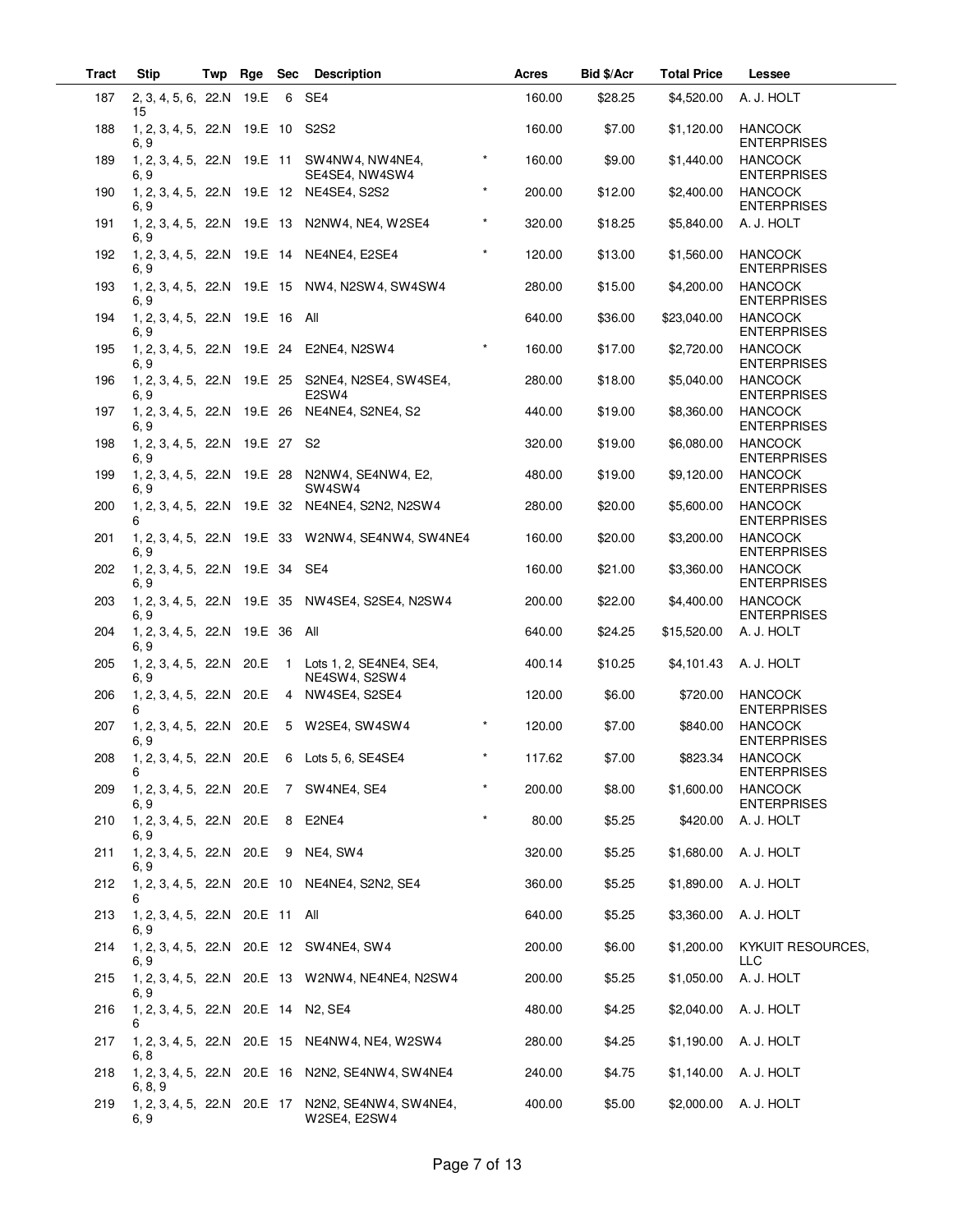| Tract | Stip | Twp | Rge | Sec | Description | | Acres | Bid $/Acr | Total Price | Lessee |
|---|---|---|---|---|---|---|---|---|---|---|
| 187 | 2, 3, 4, 5, 6, 15 | 22.N | 19.E | 6 | SE4 | | 160.00 | $28.25 | $4,520.00 | A. J. HOLT |
| 188 | 1, 2, 3, 4, 5, 6, 9 | 22.N | 19.E | 10 | S2S2 | | 160.00 | $7.00 | $1,120.00 | HANCOCK ENTERPRISES |
| 189 | 1, 2, 3, 4, 5, 6, 9 | 22.N | 19.E | 11 | SW4NW4, NW4NE4, SE4SE4, NW4SW4 | * | 160.00 | $9.00 | $1,440.00 | HANCOCK ENTERPRISES |
| 190 | 1, 2, 3, 4, 5, 6, 9 | 22.N | 19.E | 12 | NE4SE4, S2S2 | * | 200.00 | $12.00 | $2,400.00 | HANCOCK ENTERPRISES |
| 191 | 1, 2, 3, 4, 5, 6, 9 | 22.N | 19.E | 13 | N2NW4, NE4, W2SE4 | * | 320.00 | $18.25 | $5,840.00 | A. J. HOLT |
| 192 | 1, 2, 3, 4, 5, 6, 9 | 22.N | 19.E | 14 | NE4NE4, E2SE4 | * | 120.00 | $13.00 | $1,560.00 | HANCOCK ENTERPRISES |
| 193 | 1, 2, 3, 4, 5, 6, 9 | 22.N | 19.E | 15 | NW4, N2SW4, SW4SW4 | | 280.00 | $15.00 | $4,200.00 | HANCOCK ENTERPRISES |
| 194 | 1, 2, 3, 4, 5, 6, 9 | 22.N | 19.E | 16 | All | | 640.00 | $36.00 | $23,040.00 | HANCOCK ENTERPRISES |
| 195 | 1, 2, 3, 4, 5, 6, 9 | 22.N | 19.E | 24 | E2NE4, N2SW4 | * | 160.00 | $17.00 | $2,720.00 | HANCOCK ENTERPRISES |
| 196 | 1, 2, 3, 4, 5, 6, 9 | 22.N | 19.E | 25 | S2NE4, N2SE4, SW4SE4, E2SW4 | | 280.00 | $18.00 | $5,040.00 | HANCOCK ENTERPRISES |
| 197 | 1, 2, 3, 4, 5, 6, 9 | 22.N | 19.E | 26 | NE4NE4, S2NE4, S2 | | 440.00 | $19.00 | $8,360.00 | HANCOCK ENTERPRISES |
| 198 | 1, 2, 3, 4, 5, 6, 9 | 22.N | 19.E | 27 | S2 | | 320.00 | $19.00 | $6,080.00 | HANCOCK ENTERPRISES |
| 199 | 1, 2, 3, 4, 5, 6, 9 | 22.N | 19.E | 28 | N2NW4, SE4NW4, E2, SW4SW4 | | 480.00 | $19.00 | $9,120.00 | HANCOCK ENTERPRISES |
| 200 | 1, 2, 3, 4, 5, 6 | 22.N | 19.E | 32 | NE4NE4, S2N2, N2SW4 | | 280.00 | $20.00 | $5,600.00 | HANCOCK ENTERPRISES |
| 201 | 1, 2, 3, 4, 5, 6, 9 | 22.N | 19.E | 33 | W2NW4, SE4NW4, SW4NE4 | | 160.00 | $20.00 | $3,200.00 | HANCOCK ENTERPRISES |
| 202 | 1, 2, 3, 4, 5, 6, 9 | 22.N | 19.E | 34 | SE4 | | 160.00 | $21.00 | $3,360.00 | HANCOCK ENTERPRISES |
| 203 | 1, 2, 3, 4, 5, 6, 9 | 22.N | 19.E | 35 | NW4SE4, S2SE4, N2SW4 | | 200.00 | $22.00 | $4,400.00 | HANCOCK ENTERPRISES |
| 204 | 1, 2, 3, 4, 5, 6, 9 | 22.N | 19.E | 36 | All | | 640.00 | $24.25 | $15,520.00 | A. J. HOLT |
| 205 | 1, 2, 3, 4, 5, 6, 9 | 22.N | 20.E | 1 | Lots 1, 2, SE4NE4, SE4, NE4SW4, S2SW4 | | 400.14 | $10.25 | $4,101.43 | A. J. HOLT |
| 206 | 1, 2, 3, 4, 5, 6 | 22.N | 20.E | 4 | NW4SE4, S2SE4 | | 120.00 | $6.00 | $720.00 | HANCOCK ENTERPRISES |
| 207 | 1, 2, 3, 4, 5, 6, 9 | 22.N | 20.E | 5 | W2SE4, SW4SW4 | * | 120.00 | $7.00 | $840.00 | HANCOCK ENTERPRISES |
| 208 | 1, 2, 3, 4, 5, 6 | 22.N | 20.E | 6 | Lots 5, 6, SE4SE4 | * | 117.62 | $7.00 | $823.34 | HANCOCK ENTERPRISES |
| 209 | 1, 2, 3, 4, 5, 6, 9 | 22.N | 20.E | 7 | SW4NE4, SE4 | * | 200.00 | $8.00 | $1,600.00 | HANCOCK ENTERPRISES |
| 210 | 1, 2, 3, 4, 5, 6, 9 | 22.N | 20.E | 8 | E2NE4 | * | 80.00 | $5.25 | $420.00 | A. J. HOLT |
| 211 | 1, 2, 3, 4, 5, 6, 9 | 22.N | 20.E | 9 | NE4, SW4 | | 320.00 | $5.25 | $1,680.00 | A. J. HOLT |
| 212 | 1, 2, 3, 4, 5, 6 | 22.N | 20.E | 10 | NE4NE4, S2N2, SE4 | | 360.00 | $5.25 | $1,890.00 | A. J. HOLT |
| 213 | 1, 2, 3, 4, 5, 6, 9 | 22.N | 20.E | 11 | All | | 640.00 | $5.25 | $3,360.00 | A. J. HOLT |
| 214 | 1, 2, 3, 4, 5, 6, 9 | 22.N | 20.E | 12 | SW4NE4, SW4 | | 200.00 | $6.00 | $1,200.00 | KYKUIT RESOURCES, LLC |
| 215 | 1, 2, 3, 4, 5, 6, 9 | 22.N | 20.E | 13 | W2NW4, NE4NE4, N2SW4 | | 200.00 | $5.25 | $1,050.00 | A. J. HOLT |
| 216 | 1, 2, 3, 4, 5, 6 | 22.N | 20.E | 14 | N2, SE4 | | 480.00 | $4.25 | $2,040.00 | A. J. HOLT |
| 217 | 1, 2, 3, 4, 5, 6, 8 | 22.N | 20.E | 15 | NE4NW4, NE4, W2SW4 | | 280.00 | $4.25 | $1,190.00 | A. J. HOLT |
| 218 | 1, 2, 3, 4, 5, 6, 8, 9 | 22.N | 20.E | 16 | N2N2, SE4NW4, SW4NE4 | | 240.00 | $4.75 | $1,140.00 | A. J. HOLT |
| 219 | 1, 2, 3, 4, 5, 6, 9 | 22.N | 20.E | 17 | N2N2, SE4NW4, SW4NE4, W2SE4, E2SW4 | | 400.00 | $5.00 | $2,000.00 | A. J. HOLT |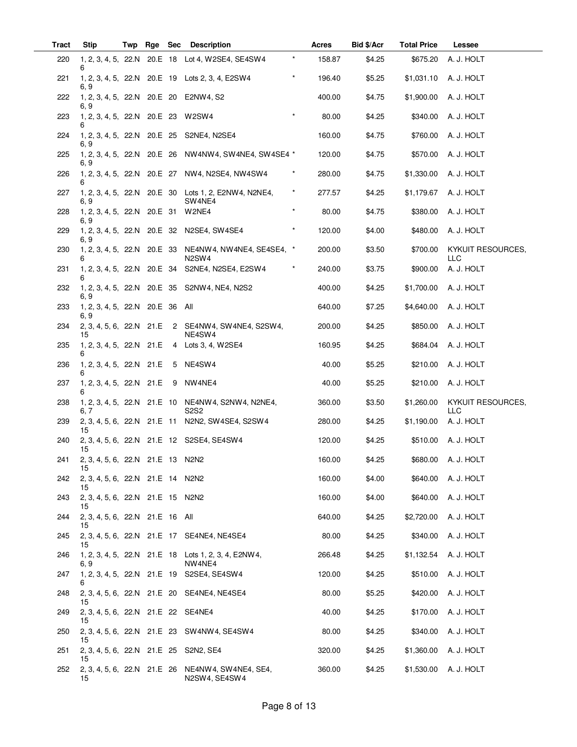| Tract | Stip | Twp | Rge | Sec | Description | | Acres | Bid $/Acr | Total Price | Lessee |
|---|---|---|---|---|---|---|---|---|---|---|
| 220 | 1, 2, 3, 4, 5, 6 | 22.N | 20.E | 18 | Lot 4, W2SE4, SE4SW4 | * | 158.87 | $4.25 | $675.20 | A. J. HOLT |
| 221 | 1, 2, 3, 4, 5, 6, 9 | 22.N | 20.E | 19 | Lots 2, 3, 4, E2SW4 | * | 196.40 | $5.25 | $1,031.10 | A. J. HOLT |
| 222 | 1, 2, 3, 4, 5, 6, 9 | 22.N | 20.E | 20 | E2NW4, S2 | | 400.00 | $4.75 | $1,900.00 | A. J. HOLT |
| 223 | 1, 2, 3, 4, 5, 6 | 22.N | 20.E | 23 | W2SW4 | * | 80.00 | $4.25 | $340.00 | A. J. HOLT |
| 224 | 1, 2, 3, 4, 5, 6, 9 | 22.N | 20.E | 25 | S2NE4, N2SE4 | | 160.00 | $4.75 | $760.00 | A. J. HOLT |
| 225 | 1, 2, 3, 4, 5, 6, 9 | 22.N | 20.E | 26 | NW4NW4, SW4NE4, SW4SE4 | * | 120.00 | $4.75 | $570.00 | A. J. HOLT |
| 226 | 1, 2, 3, 4, 5, 6 | 22.N | 20.E | 27 | NW4, N2SE4, NW4SW4 | * | 280.00 | $4.75 | $1,330.00 | A. J. HOLT |
| 227 | 1, 2, 3, 4, 5, 6, 9 | 22.N | 20.E | 30 | Lots 1, 2, E2NW4, N2NE4, SW4NE4 | * | 277.57 | $4.25 | $1,179.67 | A. J. HOLT |
| 228 | 1, 2, 3, 4, 5, 6, 9 | 22.N | 20.E | 31 | W2NE4 | * | 80.00 | $4.75 | $380.00 | A. J. HOLT |
| 229 | 1, 2, 3, 4, 5, 6, 9 | 22.N | 20.E | 32 | N2SE4, SW4SE4 | * | 120.00 | $4.00 | $480.00 | A. J. HOLT |
| 230 | 1, 2, 3, 4, 5, 6 | 22.N | 20.E | 33 | NE4NW4, NW4NE4, SE4SE4, N2SW4 | * | 200.00 | $3.50 | $700.00 | KYKUIT RESOURCES, LLC |
| 231 | 1, 2, 3, 4, 5, 6 | 22.N | 20.E | 34 | S2NE4, N2SE4, E2SW4 | * | 240.00 | $3.75 | $900.00 | A. J. HOLT |
| 232 | 1, 2, 3, 4, 5, 6, 9 | 22.N | 20.E | 35 | S2NW4, NE4, N2S2 | | 400.00 | $4.25 | $1,700.00 | A. J. HOLT |
| 233 | 1, 2, 3, 4, 5, 6, 9 | 22.N | 20.E | 36 | All | | 640.00 | $7.25 | $4,640.00 | A. J. HOLT |
| 234 | 2, 3, 4, 5, 6, 15 | 22.N | 21.E | 2 | SE4NW4, SW4NE4, S2SW4, NE4SW4 | | 200.00 | $4.25 | $850.00 | A. J. HOLT |
| 235 | 1, 2, 3, 4, 5, 6 | 22.N | 21.E | 4 | Lots 3, 4, W2SE4 | | 160.95 | $4.25 | $684.04 | A. J. HOLT |
| 236 | 1, 2, 3, 4, 5, 6 | 22.N | 21.E | 5 | NE4SW4 | | 40.00 | $5.25 | $210.00 | A. J. HOLT |
| 237 | 1, 2, 3, 4, 5, 6 | 22.N | 21.E | 9 | NW4NE4 | | 40.00 | $5.25 | $210.00 | A. J. HOLT |
| 238 | 1, 2, 3, 4, 5, 6, 7 | 22.N | 21.E | 10 | NE4NW4, S2NW4, N2NE4, S2S2 | | 360.00 | $3.50 | $1,260.00 | KYKUIT RESOURCES, LLC |
| 239 | 2, 3, 4, 5, 6, 15 | 22.N | 21.E | 11 | N2N2, SW4SE4, S2SW4 | | 280.00 | $4.25 | $1,190.00 | A. J. HOLT |
| 240 | 2, 3, 4, 5, 6, 15 | 22.N | 21.E | 12 | S2SE4, SE4SW4 | | 120.00 | $4.25 | $510.00 | A. J. HOLT |
| 241 | 2, 3, 4, 5, 6, 15 | 22.N | 21.E | 13 | N2N2 | | 160.00 | $4.25 | $680.00 | A. J. HOLT |
| 242 | 2, 3, 4, 5, 6, 15 | 22.N | 21.E | 14 | N2N2 | | 160.00 | $4.00 | $640.00 | A. J. HOLT |
| 243 | 2, 3, 4, 5, 6, 15 | 22.N | 21.E | 15 | N2N2 | | 160.00 | $4.00 | $640.00 | A. J. HOLT |
| 244 | 2, 3, 4, 5, 6, 15 | 22.N | 21.E | 16 | All | | 640.00 | $4.25 | $2,720.00 | A. J. HOLT |
| 245 | 2, 3, 4, 5, 6, 15 | 22.N | 21.E | 17 | SE4NE4, NE4SE4 | | 80.00 | $4.25 | $340.00 | A. J. HOLT |
| 246 | 1, 2, 3, 4, 5, 6, 9 | 22.N | 21.E | 18 | Lots 1, 2, 3, 4, E2NW4, NW4NE4 | | 266.48 | $4.25 | $1,132.54 | A. J. HOLT |
| 247 | 1, 2, 3, 4, 5, 6 | 22.N | 21.E | 19 | S2SE4, SE4SW4 | | 120.00 | $4.25 | $510.00 | A. J. HOLT |
| 248 | 2, 3, 4, 5, 6, 15 | 22.N | 21.E | 20 | SE4NE4, NE4SE4 | | 80.00 | $5.25 | $420.00 | A. J. HOLT |
| 249 | 2, 3, 4, 5, 6, 15 | 22.N | 21.E | 22 | SE4NE4 | | 40.00 | $4.25 | $170.00 | A. J. HOLT |
| 250 | 2, 3, 4, 5, 6, 15 | 22.N | 21.E | 23 | SW4NW4, SE4SW4 | | 80.00 | $4.25 | $340.00 | A. J. HOLT |
| 251 | 2, 3, 4, 5, 6, 15 | 22.N | 21.E | 25 | S2N2, SE4 | | 320.00 | $4.25 | $1,360.00 | A. J. HOLT |
| 252 | 2, 3, 4, 5, 6, 15 | 22.N | 21.E | 26 | NE4NW4, SW4NE4, SE4, N2SW4, SE4SW4 | | 360.00 | $4.25 | $1,530.00 | A. J. HOLT |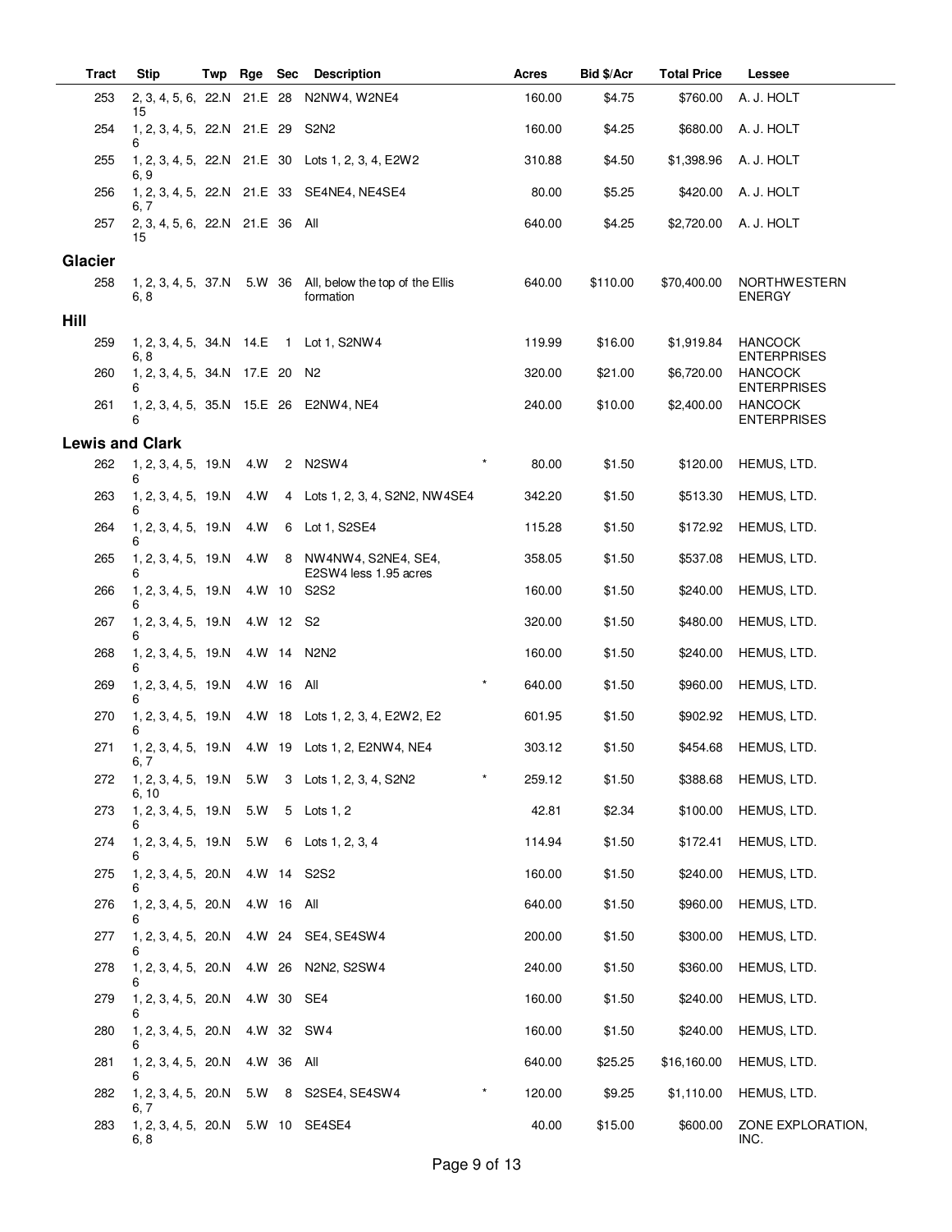| Tract | Stip | Twp | Rge | Sec | Description | | Acres | Bid $/Acr | Total Price | Lessee |
|---|---|---|---|---|---|---|---|---|---|---|
| 253 | 2, 3, 4, 5, 6, 15 | 22.N | 21.E | 28 | N2NW4, W2NE4 | | 160.00 | $4.75 | $760.00 | A. J. HOLT |
| 254 | 1, 2, 3, 4, 5, 6 | 22.N | 21.E | 29 | S2N2 | | 160.00 | $4.25 | $680.00 | A. J. HOLT |
| 255 | 1, 2, 3, 4, 5, 6, 9 | 22.N | 21.E | 30 | Lots 1, 2, 3, 4, E2W2 | | 310.88 | $4.50 | $1,398.96 | A. J. HOLT |
| 256 | 1, 2, 3, 4, 5, 6, 7 | 22.N | 21.E | 33 | SE4NE4, NE4SE4 | | 80.00 | $5.25 | $420.00 | A. J. HOLT |
| 257 | 2, 3, 4, 5, 6, 15 | 22.N | 21.E | 36 | All | | 640.00 | $4.25 | $2,720.00 | A. J. HOLT |
| **Glacier** | | | | | | | | | | |
| 258 | 1, 2, 3, 4, 5, 6, 8 | 37.N | 5.W | 36 | All, below the top of the Ellis formation | | 640.00 | $110.00 | $70,400.00 | NORTHWESTERN ENERGY |
| **Hill** | | | | | | | | | | |
| 259 | 1, 2, 3, 4, 5, 6, 8 | 34.N | 14.E | 1 | Lot 1, S2NW4 | | 119.99 | $16.00 | $1,919.84 | HANCOCK ENTERPRISES |
| 260 | 1, 2, 3, 4, 5, 6 | 34.N | 17.E | 20 | N2 | | 320.00 | $21.00 | $6,720.00 | HANCOCK ENTERPRISES |
| 261 | 1, 2, 3, 4, 5, 6 | 35.N | 15.E | 26 | E2NW4, NE4 | | 240.00 | $10.00 | $2,400.00 | HANCOCK ENTERPRISES |
| **Lewis and Clark** | | | | | | | | | | |
| 262 | 1, 2, 3, 4, 5, 6 | 19.N | 4.W | 2 | N2SW4 | * | 80.00 | $1.50 | $120.00 | HEMUS, LTD. |
| 263 | 1, 2, 3, 4, 5, 6 | 19.N | 4.W | 4 | Lots 1, 2, 3, 4, S2N2, NW4SE4 | | 342.20 | $1.50 | $513.30 | HEMUS, LTD. |
| 264 | 1, 2, 3, 4, 5, 6 | 19.N | 4.W | 6 | Lot 1, S2SE4 | | 115.28 | $1.50 | $172.92 | HEMUS, LTD. |
| 265 | 1, 2, 3, 4, 5, 6 | 19.N | 4.W | 8 | NW4NW4, S2NE4, SE4, E2SW4 less 1.95 acres | | 358.05 | $1.50 | $537.08 | HEMUS, LTD. |
| 266 | 1, 2, 3, 4, 5, 6 | 19.N | 4.W | 10 | S2S2 | | 160.00 | $1.50 | $240.00 | HEMUS, LTD. |
| 267 | 1, 2, 3, 4, 5, 6 | 19.N | 4.W | 12 | S2 | | 320.00 | $1.50 | $480.00 | HEMUS, LTD. |
| 268 | 1, 2, 3, 4, 5, 6 | 19.N | 4.W | 14 | N2N2 | | 160.00 | $1.50 | $240.00 | HEMUS, LTD. |
| 269 | 1, 2, 3, 4, 5, 6 | 19.N | 4.W | 16 | All | * | 640.00 | $1.50 | $960.00 | HEMUS, LTD. |
| 270 | 1, 2, 3, 4, 5, 6 | 19.N | 4.W | 18 | Lots 1, 2, 3, 4, E2W2, E2 | | 601.95 | $1.50 | $902.92 | HEMUS, LTD. |
| 271 | 1, 2, 3, 4, 5, 6, 7 | 19.N | 4.W | 19 | Lots 1, 2, E2NW4, NE4 | | 303.12 | $1.50 | $454.68 | HEMUS, LTD. |
| 272 | 1, 2, 3, 4, 5, 6, 10 | 19.N | 5.W | 3 | Lots 1, 2, 3, 4, S2N2 | * | 259.12 | $1.50 | $388.68 | HEMUS, LTD. |
| 273 | 1, 2, 3, 4, 5, 6 | 19.N | 5.W | 5 | Lots 1, 2 | | 42.81 | $2.34 | $100.00 | HEMUS, LTD. |
| 274 | 1, 2, 3, 4, 5, 6 | 19.N | 5.W | 6 | Lots 1, 2, 3, 4 | | 114.94 | $1.50 | $172.41 | HEMUS, LTD. |
| 275 | 1, 2, 3, 4, 5, 6 | 20.N | 4.W | 14 | S2S2 | | 160.00 | $1.50 | $240.00 | HEMUS, LTD. |
| 276 | 1, 2, 3, 4, 5, 6 | 20.N | 4.W | 16 | All | | 640.00 | $1.50 | $960.00 | HEMUS, LTD. |
| 277 | 1, 2, 3, 4, 5, 6 | 20.N | 4.W | 24 | SE4, SE4SW4 | | 200.00 | $1.50 | $300.00 | HEMUS, LTD. |
| 278 | 1, 2, 3, 4, 5, 6 | 20.N | 4.W | 26 | N2N2, S2SW4 | | 240.00 | $1.50 | $360.00 | HEMUS, LTD. |
| 279 | 1, 2, 3, 4, 5, 6 | 20.N | 4.W | 30 | SE4 | | 160.00 | $1.50 | $240.00 | HEMUS, LTD. |
| 280 | 1, 2, 3, 4, 5, 6 | 20.N | 4.W | 32 | SW4 | | 160.00 | $1.50 | $240.00 | HEMUS, LTD. |
| 281 | 1, 2, 3, 4, 5, 6 | 20.N | 4.W | 36 | All | | 640.00 | $25.25 | $16,160.00 | HEMUS, LTD. |
| 282 | 1, 2, 3, 4, 5, 6, 7 | 20.N | 5.W | 8 | S2SE4, SE4SW4 | * | 120.00 | $9.25 | $1,110.00 | HEMUS, LTD. |
| 283 | 1, 2, 3, 4, 5, 6, 8 | 20.N | 5.W | 10 | SE4SE4 | | 40.00 | $15.00 | $600.00 | ZONE EXPLORATION, INC. |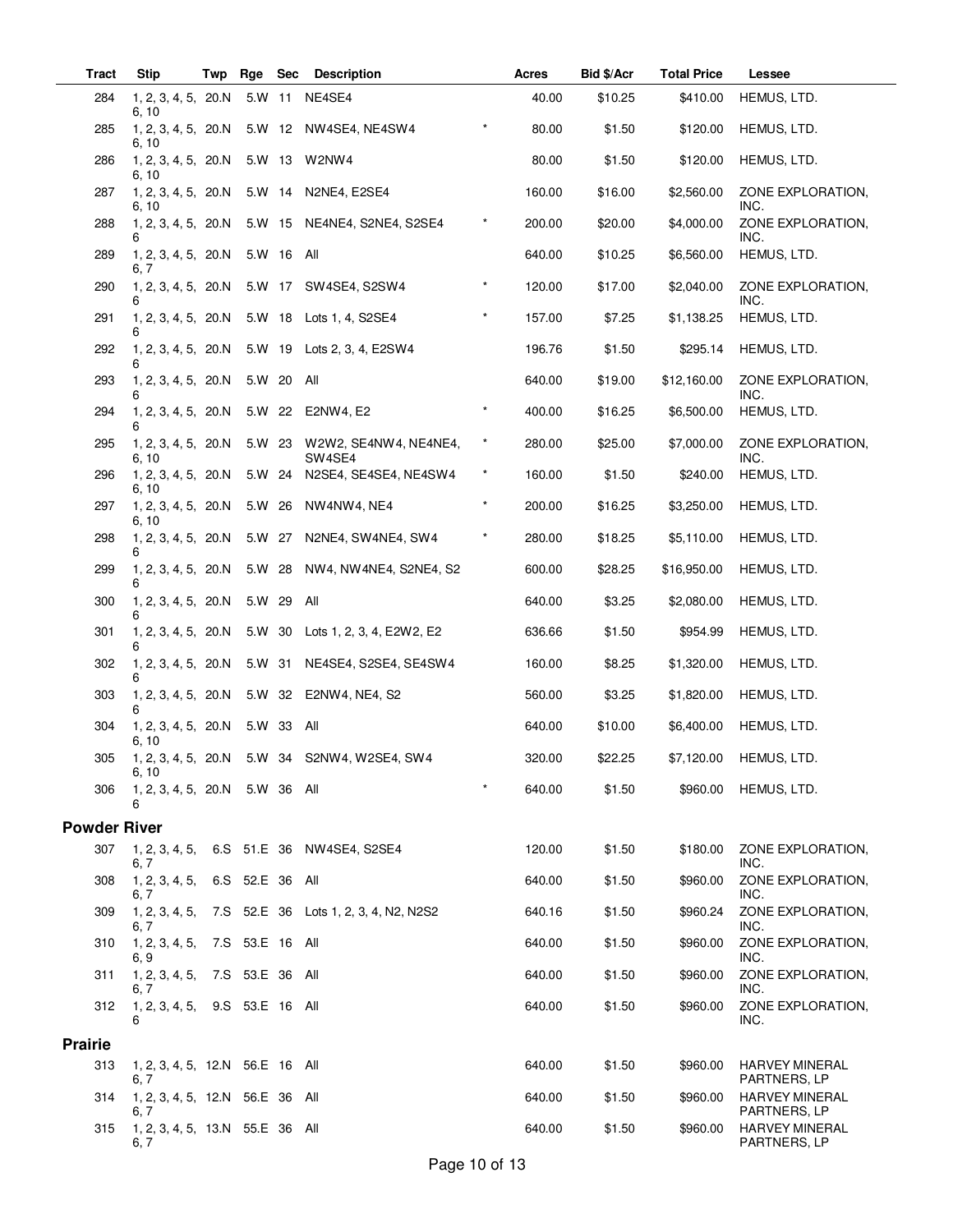| Tract | Stip | Twp | Rge | Sec | Description | | Acres | Bid $/Acr | Total Price | Lessee |
|---|---|---|---|---|---|---|---|---|---|---|
| 284 | 1, 2, 3, 4, 5, 6, 10 | 20.N | 5.W | 11 | NE4SE4 | | 40.00 | $10.25 | $410.00 | HEMUS, LTD. |
| 285 | 1, 2, 3, 4, 5, 6, 10 | 20.N | 5.W | 12 | NW4SE4, NE4SW4 | * | 80.00 | $1.50 | $120.00 | HEMUS, LTD. |
| 286 | 1, 2, 3, 4, 5, 6, 10 | 20.N | 5.W | 13 | W2NW4 | | 80.00 | $1.50 | $120.00 | HEMUS, LTD. |
| 287 | 1, 2, 3, 4, 5, 6, 10 | 20.N | 5.W | 14 | N2NE4, E2SE4 | | 160.00 | $16.00 | $2,560.00 | ZONE EXPLORATION, INC. |
| 288 | 1, 2, 3, 4, 5, 6 | 20.N | 5.W | 15 | NE4NE4, S2NE4, S2SE4 | * | 200.00 | $20.00 | $4,000.00 | ZONE EXPLORATION, INC. |
| 289 | 1, 2, 3, 4, 5, 6, 7 | 20.N | 5.W | 16 | All | | 640.00 | $10.25 | $6,560.00 | HEMUS, LTD. |
| 290 | 1, 2, 3, 4, 5, 6 | 20.N | 5.W | 17 | SW4SE4, S2SW4 | * | 120.00 | $17.00 | $2,040.00 | ZONE EXPLORATION, INC. |
| 291 | 1, 2, 3, 4, 5, 6 | 20.N | 5.W | 18 | Lots 1, 4, S2SE4 | * | 157.00 | $7.25 | $1,138.25 | HEMUS, LTD. |
| 292 | 1, 2, 3, 4, 5, 6 | 20.N | 5.W | 19 | Lots 2, 3, 4, E2SW4 | | 196.76 | $1.50 | $295.14 | HEMUS, LTD. |
| 293 | 1, 2, 3, 4, 5, 6 | 20.N | 5.W | 20 | All | | 640.00 | $19.00 | $12,160.00 | ZONE EXPLORATION, INC. |
| 294 | 1, 2, 3, 4, 5, 6 | 20.N | 5.W | 22 | E2NW4, E2 | * | 400.00 | $16.25 | $6,500.00 | HEMUS, LTD. |
| 295 | 1, 2, 3, 4, 5, 6, 10 | 20.N | 5.W | 23 | W2W2, SE4NW4, NE4NE4, SW4SE4 | * | 280.00 | $25.00 | $7,000.00 | ZONE EXPLORATION, INC. |
| 296 | 1, 2, 3, 4, 5, 6, 10 | 20.N | 5.W | 24 | N2SE4, SE4SE4, NE4SW4 | * | 160.00 | $1.50 | $240.00 | HEMUS, LTD. |
| 297 | 1, 2, 3, 4, 5, 6, 10 | 20.N | 5.W | 26 | NW4NW4, NE4 | * | 200.00 | $16.25 | $3,250.00 | HEMUS, LTD. |
| 298 | 1, 2, 3, 4, 5, 6 | 20.N | 5.W | 27 | N2NE4, SW4NE4, SW4 | * | 280.00 | $18.25 | $5,110.00 | HEMUS, LTD. |
| 299 | 1, 2, 3, 4, 5, 6 | 20.N | 5.W | 28 | NW4, NW4NE4, S2NE4, S2 | | 600.00 | $28.25 | $16,950.00 | HEMUS, LTD. |
| 300 | 1, 2, 3, 4, 5, 6 | 20.N | 5.W | 29 | All | | 640.00 | $3.25 | $2,080.00 | HEMUS, LTD. |
| 301 | 1, 2, 3, 4, 5, 6 | 20.N | 5.W | 30 | Lots 1, 2, 3, 4, E2W2, E2 | | 636.66 | $1.50 | $954.99 | HEMUS, LTD. |
| 302 | 1, 2, 3, 4, 5, 6 | 20.N | 5.W | 31 | NE4SE4, S2SE4, SE4SW4 | | 160.00 | $8.25 | $1,320.00 | HEMUS, LTD. |
| 303 | 1, 2, 3, 4, 5, 6 | 20.N | 5.W | 32 | E2NW4, NE4, S2 | | 560.00 | $3.25 | $1,820.00 | HEMUS, LTD. |
| 304 | 1, 2, 3, 4, 5, 6, 10 | 20.N | 5.W | 33 | All | | 640.00 | $10.00 | $6,400.00 | HEMUS, LTD. |
| 305 | 1, 2, 3, 4, 5, 6, 10 | 20.N | 5.W | 34 | S2NW4, W2SE4, SW4 | | 320.00 | $22.25 | $7,120.00 | HEMUS, LTD. |
| 306 | 1, 2, 3, 4, 5, 6 | 20.N | 5.W | 36 | All | * | 640.00 | $1.50 | $960.00 | HEMUS, LTD. |
| **Powder River** | | | | | | | | | | |
| 307 | 1, 2, 3, 4, 5, 6, 7 | 6.S | 51.E | 36 | NW4SE4, S2SE4 | | 120.00 | $1.50 | $180.00 | ZONE EXPLORATION, INC. |
| 308 | 1, 2, 3, 4, 5, 6, 7 | 6.S | 52.E | 36 | All | | 640.00 | $1.50 | $960.00 | ZONE EXPLORATION, INC. |
| 309 | 1, 2, 3, 4, 5, 6, 7 | 7.S | 52.E | 36 | Lots 1, 2, 3, 4, N2, N2S2 | | 640.16 | $1.50 | $960.24 | ZONE EXPLORATION, INC. |
| 310 | 1, 2, 3, 4, 5, 6, 9 | 7.S | 53.E | 16 | All | | 640.00 | $1.50 | $960.00 | ZONE EXPLORATION, INC. |
| 311 | 1, 2, 3, 4, 5, 6, 7 | 7.S | 53.E | 36 | All | | 640.00 | $1.50 | $960.00 | ZONE EXPLORATION, INC. |
| 312 | 1, 2, 3, 4, 5, 6 | 9.S | 53.E | 16 | All | | 640.00 | $1.50 | $960.00 | ZONE EXPLORATION, INC. |
| **Prairie** | | | | | | | | | | |
| 313 | 1, 2, 3, 4, 5, 6, 7 | 12.N | 56.E | 16 | All | | 640.00 | $1.50 | $960.00 | HARVEY MINERAL PARTNERS, LP |
| 314 | 1, 2, 3, 4, 5, 6, 7 | 12.N | 56.E | 36 | All | | 640.00 | $1.50 | $960.00 | HARVEY MINERAL PARTNERS, LP |
| 315 | 1, 2, 3, 4, 5, 6, 7 | 13.N | 55.E | 36 | All | | 640.00 | $1.50 | $960.00 | HARVEY MINERAL PARTNERS, LP |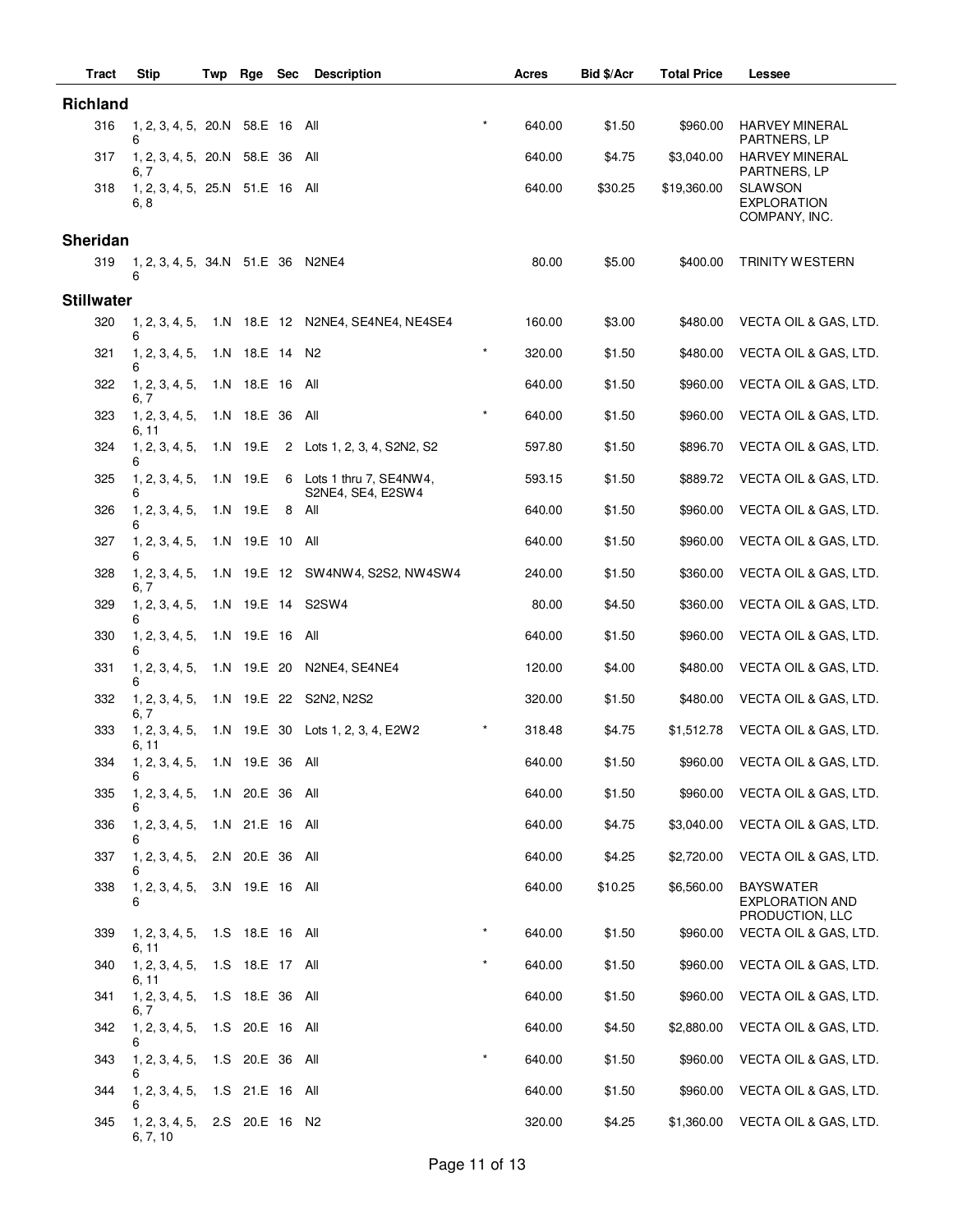| Tract | Stip | Twp | Rge | Sec | Description | | Acres | Bid $/Acr | Total Price | Lessee |
|---|---|---|---|---|---|---|---|---|---|---|
| **Richland** | | | | | | | | | | |
| 316 | 1, 2, 3, 4, 5, 6 | 20.N | 58.E | 16 | All | * | 640.00 | $1.50 | $960.00 | HARVEY MINERAL PARTNERS, LP |
| 317 | 1, 2, 3, 4, 5, 6, 7 | 20.N | 58.E | 36 | All | | 640.00 | $4.75 | $3,040.00 | HARVEY MINERAL PARTNERS, LP |
| 318 | 1, 2, 3, 4, 5, 6, 8 | 25.N | 51.E | 16 | All | | 640.00 | $30.25 | $19,360.00 | SLAWSON EXPLORATION COMPANY, INC. |
| **Sheridan** | | | | | | | | | | |
| 319 | 1, 2, 3, 4, 5, 6 | 34.N | 51.E | 36 | N2NE4 | | 80.00 | $5.00 | $400.00 | TRINITY WESTERN |
| **Stillwater** | | | | | | | | | | |
| 320 | 1, 2, 3, 4, 5, 6 | 1.N | 18.E | 12 | N2NE4, SE4NE4, NE4SE4 | | 160.00 | $3.00 | $480.00 | VECTA OIL & GAS, LTD. |
| 321 | 1, 2, 3, 4, 5, 6 | 1.N | 18.E | 14 | N2 | * | 320.00 | $1.50 | $480.00 | VECTA OIL & GAS, LTD. |
| 322 | 1, 2, 3, 4, 5, 6, 7 | 1.N | 18.E | 16 | All | | 640.00 | $1.50 | $960.00 | VECTA OIL & GAS, LTD. |
| 323 | 1, 2, 3, 4, 5, 6, 11 | 1.N | 18.E | 36 | All | * | 640.00 | $1.50 | $960.00 | VECTA OIL & GAS, LTD. |
| 324 | 1, 2, 3, 4, 5, 6 | 1.N | 19.E | 2 | Lots 1, 2, 3, 4, S2N2, S2 | | 597.80 | $1.50 | $896.70 | VECTA OIL & GAS, LTD. |
| 325 | 1, 2, 3, 4, 5, 6 | 1.N | 19.E | 6 | Lots 1 thru 7, SE4NW4, S2NE4, SE4, E2SW4 | | 593.15 | $1.50 | $889.72 | VECTA OIL & GAS, LTD. |
| 326 | 1, 2, 3, 4, 5, 6 | 1.N | 19.E | 8 | All | | 640.00 | $1.50 | $960.00 | VECTA OIL & GAS, LTD. |
| 327 | 1, 2, 3, 4, 5, 6 | 1.N | 19.E | 10 | All | | 640.00 | $1.50 | $960.00 | VECTA OIL & GAS, LTD. |
| 328 | 1, 2, 3, 4, 5, 6, 7 | 1.N | 19.E | 12 | SW4NW4, S2S2, NW4SW4 | | 240.00 | $1.50 | $360.00 | VECTA OIL & GAS, LTD. |
| 329 | 1, 2, 3, 4, 5, 6 | 1.N | 19.E | 14 | S2SW4 | | 80.00 | $4.50 | $360.00 | VECTA OIL & GAS, LTD. |
| 330 | 1, 2, 3, 4, 5, 6 | 1.N | 19.E | 16 | All | | 640.00 | $1.50 | $960.00 | VECTA OIL & GAS, LTD. |
| 331 | 1, 2, 3, 4, 5, 6 | 1.N | 19.E | 20 | N2NE4, SE4NE4 | | 120.00 | $4.00 | $480.00 | VECTA OIL & GAS, LTD. |
| 332 | 1, 2, 3, 4, 5, 6, 7 | 1.N | 19.E | 22 | S2N2, N2S2 | | 320.00 | $1.50 | $480.00 | VECTA OIL & GAS, LTD. |
| 333 | 1, 2, 3, 4, 5, 6, 11 | 1.N | 19.E | 30 | Lots 1, 2, 3, 4, E2W2 | * | 318.48 | $4.75 | $1,512.78 | VECTA OIL & GAS, LTD. |
| 334 | 1, 2, 3, 4, 5, 6 | 1.N | 19.E | 36 | All | | 640.00 | $1.50 | $960.00 | VECTA OIL & GAS, LTD. |
| 335 | 1, 2, 3, 4, 5, 6 | 1.N | 20.E | 36 | All | | 640.00 | $1.50 | $960.00 | VECTA OIL & GAS, LTD. |
| 336 | 1, 2, 3, 4, 5, 6 | 1.N | 21.E | 16 | All | | 640.00 | $4.75 | $3,040.00 | VECTA OIL & GAS, LTD. |
| 337 | 1, 2, 3, 4, 5, 6 | 2.N | 20.E | 36 | All | | 640.00 | $4.25 | $2,720.00 | VECTA OIL & GAS, LTD. |
| 338 | 1, 2, 3, 4, 5, 6 | 3.N | 19.E | 16 | All | | 640.00 | $10.25 | $6,560.00 | BAYSWATER EXPLORATION AND PRODUCTION, LLC |
| 339 | 1, 2, 3, 4, 5, 6, 11 | 1.S | 18.E | 16 | All | * | 640.00 | $1.50 | $960.00 | VECTA OIL & GAS, LTD. |
| 340 | 1, 2, 3, 4, 5, 6, 11 | 1.S | 18.E | 17 | All | * | 640.00 | $1.50 | $960.00 | VECTA OIL & GAS, LTD. |
| 341 | 1, 2, 3, 4, 5, 6, 7 | 1.S | 18.E | 36 | All | | 640.00 | $1.50 | $960.00 | VECTA OIL & GAS, LTD. |
| 342 | 1, 2, 3, 4, 5, 6 | 1.S | 20.E | 16 | All | | 640.00 | $4.50 | $2,880.00 | VECTA OIL & GAS, LTD. |
| 343 | 1, 2, 3, 4, 5, 6 | 1.S | 20.E | 36 | All | * | 640.00 | $1.50 | $960.00 | VECTA OIL & GAS, LTD. |
| 344 | 1, 2, 3, 4, 5, 6 | 1.S | 21.E | 16 | All | | 640.00 | $1.50 | $960.00 | VECTA OIL & GAS, LTD. |
| 345 | 1, 2, 3, 4, 5, 6, 7, 10 | 2.S | 20.E | 16 | N2 | | 320.00 | $4.25 | $1,360.00 | VECTA OIL & GAS, LTD. |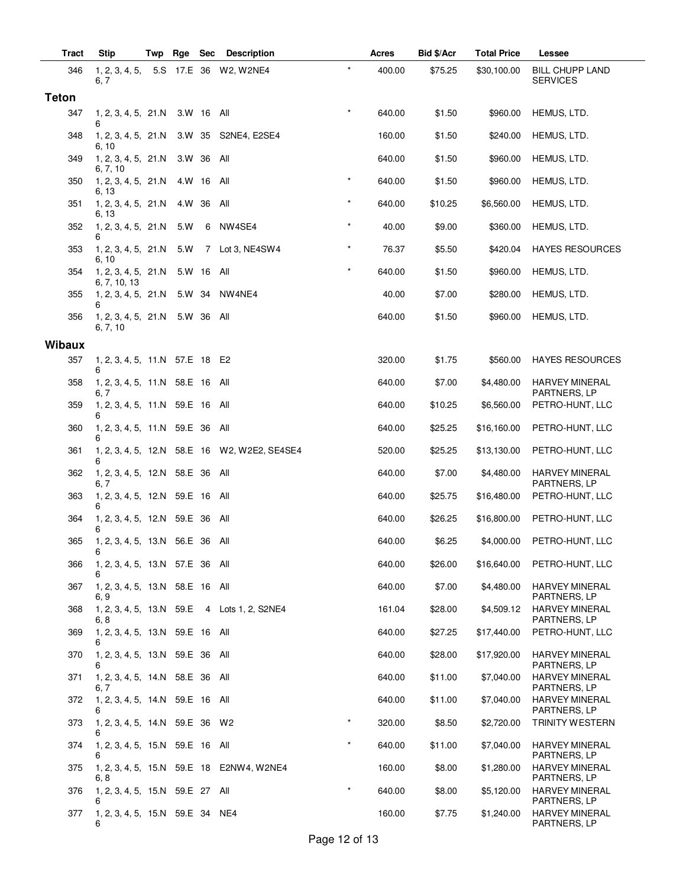| Tract | Stip | Twp | Rge | Sec | Description | | Acres | Bid $/Acr | Total Price | Lessee |
|---|---|---|---|---|---|---|---|---|---|---|
| 346 | 1, 2, 3, 4, 5, 6, 7 | 5.S | 17.E | 36 | W2, W2NE4 | * | 400.00 | $75.25 | $30,100.00 | BILL CHUPP LAND SERVICES |

**Teton**

| Tract | Stip | Twp | Rge | Sec | Description | | Acres | Bid $/Acr | Total Price | Lessee |
|---|---|---|---|---|---|---|---|---|---|---|
| 347 | 1, 2, 3, 4, 5, 6 | 21.N | 3.W | 16 | All | * | 640.00 | $1.50 | $960.00 | HEMUS, LTD. |
| 348 | 1, 2, 3, 4, 5, 6, 10 | 21.N | 3.W | 35 | S2NE4, E2SE4 | | 160.00 | $1.50 | $240.00 | HEMUS, LTD. |
| 349 | 1, 2, 3, 4, 5, 6, 7, 10 | 21.N | 3.W | 36 | All | | 640.00 | $1.50 | $960.00 | HEMUS, LTD. |
| 350 | 1, 2, 3, 4, 5, 6, 13 | 21.N | 4.W | 16 | All | * | 640.00 | $1.50 | $960.00 | HEMUS, LTD. |
| 351 | 1, 2, 3, 4, 5, 6, 13 | 21.N | 4.W | 36 | All | * | 640.00 | $10.25 | $6,560.00 | HEMUS, LTD. |
| 352 | 1, 2, 3, 4, 5, 6 | 21.N | 5.W | 6 | NW4SE4 | * | 40.00 | $9.00 | $360.00 | HEMUS, LTD. |
| 353 | 1, 2, 3, 4, 5, 6, 10 | 21.N | 5.W | 7 | Lot 3, NE4SW4 | * | 76.37 | $5.50 | $420.04 | HAYES RESOURCES |
| 354 | 1, 2, 3, 4, 5, 6, 7, 10, 13 | 21.N | 5.W | 16 | All | * | 640.00 | $1.50 | $960.00 | HEMUS, LTD. |
| 355 | 1, 2, 3, 4, 5, 6 | 21.N | 5.W | 34 | NW4NE4 | | 40.00 | $7.00 | $280.00 | HEMUS, LTD. |
| 356 | 1, 2, 3, 4, 5, 6, 7, 10 | 21.N | 5.W | 36 | All | | 640.00 | $1.50 | $960.00 | HEMUS, LTD. |

**Wibaux**

| Tract | Stip | Twp | Rge | Sec | Description | | Acres | Bid $/Acr | Total Price | Lessee |
|---|---|---|---|---|---|---|---|---|---|---|
| 357 | 1, 2, 3, 4, 5, 6 | 11.N | 57.E | 18 | E2 | | 320.00 | $1.75 | $560.00 | HAYES RESOURCES |
| 358 | 1, 2, 3, 4, 5, 6, 7 | 11.N | 58.E | 16 | All | | 640.00 | $7.00 | $4,480.00 | HARVEY MINERAL PARTNERS, LP |
| 359 | 1, 2, 3, 4, 5, 6 | 11.N | 59.E | 16 | All | | 640.00 | $10.25 | $6,560.00 | PETRO-HUNT, LLC |
| 360 | 1, 2, 3, 4, 5, 6 | 11.N | 59.E | 36 | All | | 640.00 | $25.25 | $16,160.00 | PETRO-HUNT, LLC |
| 361 | 1, 2, 3, 4, 5, 6 | 12.N | 58.E | 16 | W2, W2E2, SE4SE4 | | 520.00 | $25.25 | $13,130.00 | PETRO-HUNT, LLC |
| 362 | 1, 2, 3, 4, 5, 6, 7 | 12.N | 58.E | 36 | All | | 640.00 | $7.00 | $4,480.00 | HARVEY MINERAL PARTNERS, LP |
| 363 | 1, 2, 3, 4, 5, 6 | 12.N | 59.E | 16 | All | | 640.00 | $25.75 | $16,480.00 | PETRO-HUNT, LLC |
| 364 | 1, 2, 3, 4, 5, 6 | 12.N | 59.E | 36 | All | | 640.00 | $26.25 | $16,800.00 | PETRO-HUNT, LLC |
| 365 | 1, 2, 3, 4, 5, 6 | 13.N | 56.E | 36 | All | | 640.00 | $6.25 | $4,000.00 | PETRO-HUNT, LLC |
| 366 | 1, 2, 3, 4, 5, 6 | 13.N | 57.E | 36 | All | | 640.00 | $26.00 | $16,640.00 | PETRO-HUNT, LLC |
| 367 | 1, 2, 3, 4, 5, 6, 9 | 13.N | 58.E | 16 | All | | 640.00 | $7.00 | $4,480.00 | HARVEY MINERAL PARTNERS, LP |
| 368 | 1, 2, 3, 4, 5, 6, 8 | 13.N | 59.E | 4 | Lots 1, 2, S2NE4 | | 161.04 | $28.00 | $4,509.12 | HARVEY MINERAL PARTNERS, LP |
| 369 | 1, 2, 3, 4, 5, 6 | 13.N | 59.E | 16 | All | | 640.00 | $27.25 | $17,440.00 | PETRO-HUNT, LLC |
| 370 | 1, 2, 3, 4, 5, 6 | 13.N | 59.E | 36 | All | | 640.00 | $28.00 | $17,920.00 | HARVEY MINERAL PARTNERS, LP |
| 371 | 1, 2, 3, 4, 5, 6, 7 | 14.N | 58.E | 36 | All | | 640.00 | $11.00 | $7,040.00 | HARVEY MINERAL PARTNERS, LP |
| 372 | 1, 2, 3, 4, 5, 6 | 14.N | 59.E | 16 | All | | 640.00 | $11.00 | $7,040.00 | HARVEY MINERAL PARTNERS, LP |
| 373 | 1, 2, 3, 4, 5, 6 | 14.N | 59.E | 36 | W2 | * | 320.00 | $8.50 | $2,720.00 | TRINITY WESTERN |
| 374 | 1, 2, 3, 4, 5, 6 | 15.N | 59.E | 16 | All | * | 640.00 | $11.00 | $7,040.00 | HARVEY MINERAL PARTNERS, LP |
| 375 | 1, 2, 3, 4, 5, 6, 8 | 15.N | 59.E | 18 | E2NW4, W2NE4 | | 160.00 | $8.00 | $1,280.00 | HARVEY MINERAL PARTNERS, LP |
| 376 | 1, 2, 3, 4, 5, 6 | 15.N | 59.E | 27 | All | * | 640.00 | $8.00 | $5,120.00 | HARVEY MINERAL PARTNERS, LP |
| 377 | 1, 2, 3, 4, 5, 6 | 15.N | 59.E | 34 | NE4 | | 160.00 | $7.75 | $1,240.00 | HARVEY MINERAL PARTNERS, LP |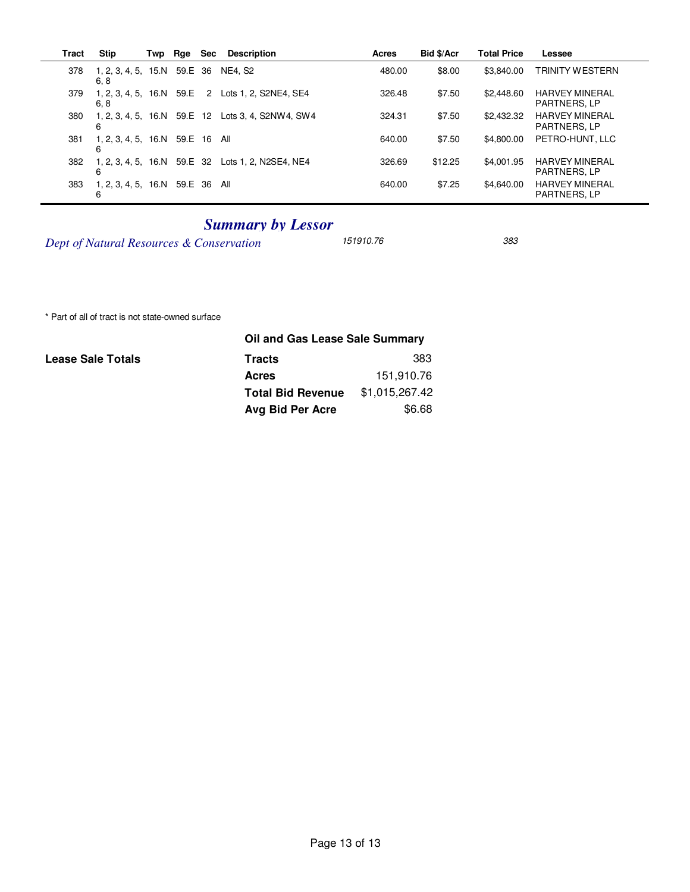| Tract | Stip | Twp | Rge | Sec | Description | Acres | Bid $/Acr | Total Price | Lessee |
|---|---|---|---|---|---|---|---|---|---|
| 378 | 1, 2, 3, 4, 5, 6, 8 | 15.N | 59.E | 36 | NE4, S2 | 480.00 | $8.00 | $3,840.00 | TRINITY WESTERN |
| 379 | 1, 2, 3, 4, 5, 6, 8 | 16.N | 59.E | 2 | Lots 1, 2, S2NE4, SE4 | 326.48 | $7.50 | $2,448.60 | HARVEY MINERAL PARTNERS, LP |
| 380 | 1, 2, 3, 4, 5, 6 | 16.N | 59.E | 12 | Lots 3, 4, S2NW4, SW4 | 324.31 | $7.50 | $2,432.32 | HARVEY MINERAL PARTNERS, LP |
| 381 | 1, 2, 3, 4, 5, 6 | 16.N | 59.E | 16 | All | 640.00 | $7.50 | $4,800.00 | PETRO-HUNT, LLC |
| 382 | 1, 2, 3, 4, 5, 6 | 16.N | 59.E | 32 | Lots 1, 2, N2SE4, NE4 | 326.69 | $12.25 | $4,001.95 | HARVEY MINERAL PARTNERS, LP |
| 383 | 1, 2, 3, 4, 5, 6 | 16.N | 59.E | 36 | All | 640.00 | $7.25 | $4,640.00 | HARVEY MINERAL PARTNERS, LP |

## *Summary by Lessor*

| | | |
|---|---|---|
| *Dept of Natural Resources & Conservation* | *151910.76* | *383* |

\* Part of all of tract is not state-owned surface

### Oil and Gas Lease Sale Summary

**Lease Sale Totals**

| | |
|---|---|
| **Tracts** | 383 |
| **Acres** | 151,910.76 |
| **Total Bid Revenue** | $1,015,267.42 |
| **Avg Bid Per Acre** | $6.68 |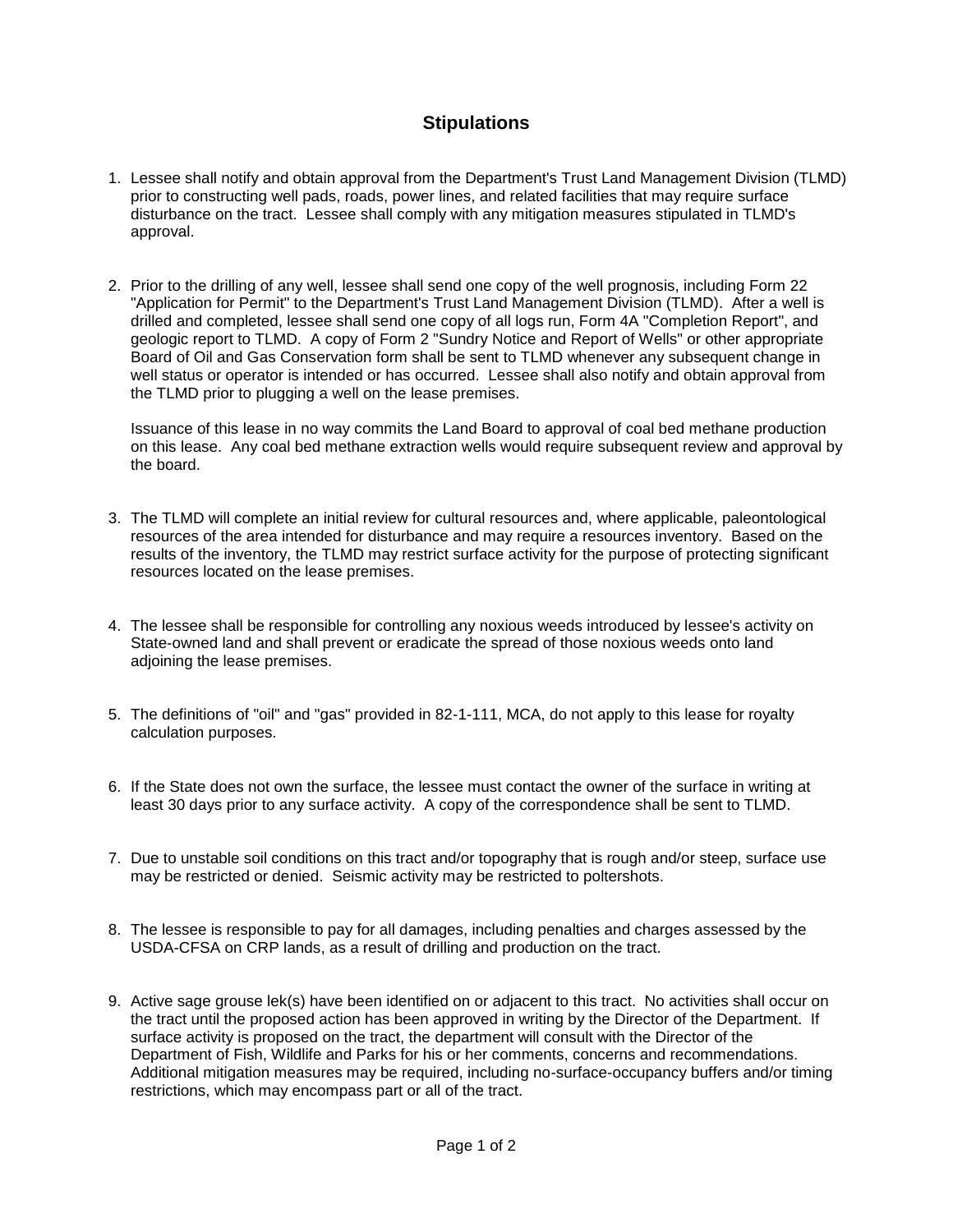## Stipulations

1. Lessee shall notify and obtain approval from the Department's Trust Land Management Division (TLMD) prior to constructing well pads, roads, power lines, and related facilities that may require surface disturbance on the tract. Lessee shall comply with any mitigation measures stipulated in TLMD's approval.

2. Prior to the drilling of any well, lessee shall send one copy of the well prognosis, including Form 22 "Application for Permit" to the Department's Trust Land Management Division (TLMD). After a well is drilled and completed, lessee shall send one copy of all logs run, Form 4A "Completion Report", and geologic report to TLMD. A copy of Form 2 "Sundry Notice and Report of Wells" or other appropriate Board of Oil and Gas Conservation form shall be sent to TLMD whenever any subsequent change in well status or operator is intended or has occurred. Lessee shall also notify and obtain approval from the TLMD prior to plugging a well on the lease premises.

   Issuance of this lease in no way commits the Land Board to approval of coal bed methane production on this lease. Any coal bed methane extraction wells would require subsequent review and approval by the board.

3. The TLMD will complete an initial review for cultural resources and, where applicable, paleontological resources of the area intended for disturbance and may require a resources inventory. Based on the results of the inventory, the TLMD may restrict surface activity for the purpose of protecting significant resources located on the lease premises.

4. The lessee shall be responsible for controlling any noxious weeds introduced by lessee's activity on State-owned land and shall prevent or eradicate the spread of those noxious weeds onto land adjoining the lease premises.

5. The definitions of "oil" and "gas" provided in 82-1-111, MCA, do not apply to this lease for royalty calculation purposes.

6. If the State does not own the surface, the lessee must contact the owner of the surface in writing at least 30 days prior to any surface activity. A copy of the correspondence shall be sent to TLMD.

7. Due to unstable soil conditions on this tract and/or topography that is rough and/or steep, surface use may be restricted or denied. Seismic activity may be restricted to poltershots.

8. The lessee is responsible to pay for all damages, including penalties and charges assessed by the USDA-CFSA on CRP lands, as a result of drilling and production on the tract.

9. Active sage grouse lek(s) have been identified on or adjacent to this tract. No activities shall occur on the tract until the proposed action has been approved in writing by the Director of the Department. If surface activity is proposed on the tract, the department will consult with the Director of the Department of Fish, Wildlife and Parks for his or her comments, concerns and recommendations. Additional mitigation measures may be required, including no-surface-occupancy buffers and/or timing restrictions, which may encompass part or all of the tract.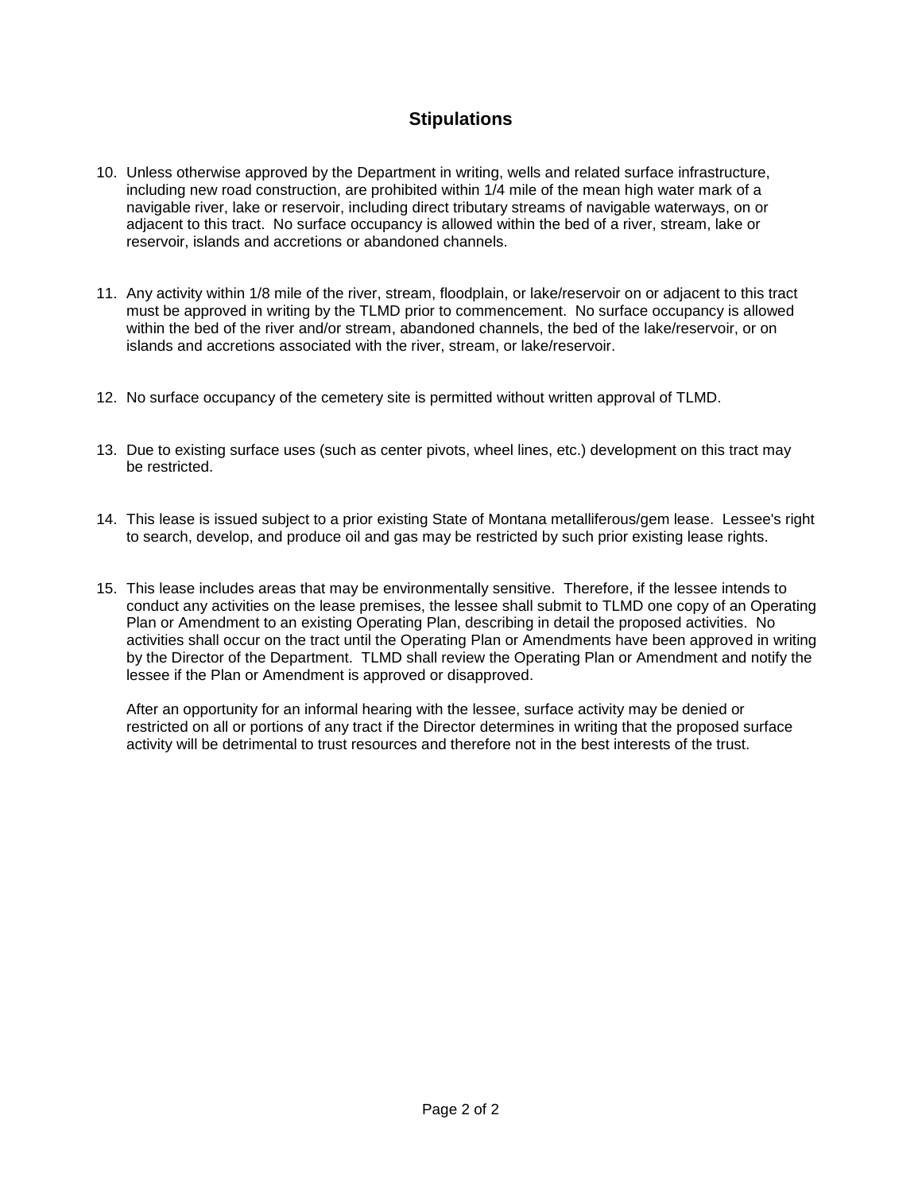## Stipulations

10. Unless otherwise approved by the Department in writing, wells and related surface infrastructure, including new road construction, are prohibited within 1/4 mile of the mean high water mark of a navigable river, lake or reservoir, including direct tributary streams of navigable waterways, on or adjacent to this tract. No surface occupancy is allowed within the bed of a river, stream, lake or reservoir, islands and accretions or abandoned channels.

11. Any activity within 1/8 mile of the river, stream, floodplain, or lake/reservoir on or adjacent to this tract must be approved in writing by the TLMD prior to commencement. No surface occupancy is allowed within the bed of the river and/or stream, abandoned channels, the bed of the lake/reservoir, or on islands and accretions associated with the river, stream, or lake/reservoir.

12. No surface occupancy of the cemetery site is permitted without written approval of TLMD.

13. Due to existing surface uses (such as center pivots, wheel lines, etc.) development on this tract may be restricted.

14. This lease is issued subject to a prior existing State of Montana metalliferous/gem lease. Lessee's right to search, develop, and produce oil and gas may be restricted by such prior existing lease rights.

15. This lease includes areas that may be environmentally sensitive. Therefore, if the lessee intends to conduct any activities on the lease premises, the lessee shall submit to TLMD one copy of an Operating Plan or Amendment to an existing Operating Plan, describing in detail the proposed activities. No activities shall occur on the tract until the Operating Plan or Amendments have been approved in writing by the Director of the Department. TLMD shall review the Operating Plan or Amendment and notify the lessee if the Plan or Amendment is approved or disapproved.

    After an opportunity for an informal hearing with the lessee, surface activity may be denied or restricted on all or portions of any tract if the Director determines in writing that the proposed surface activity will be detrimental to trust resources and therefore not in the best interests of the trust.